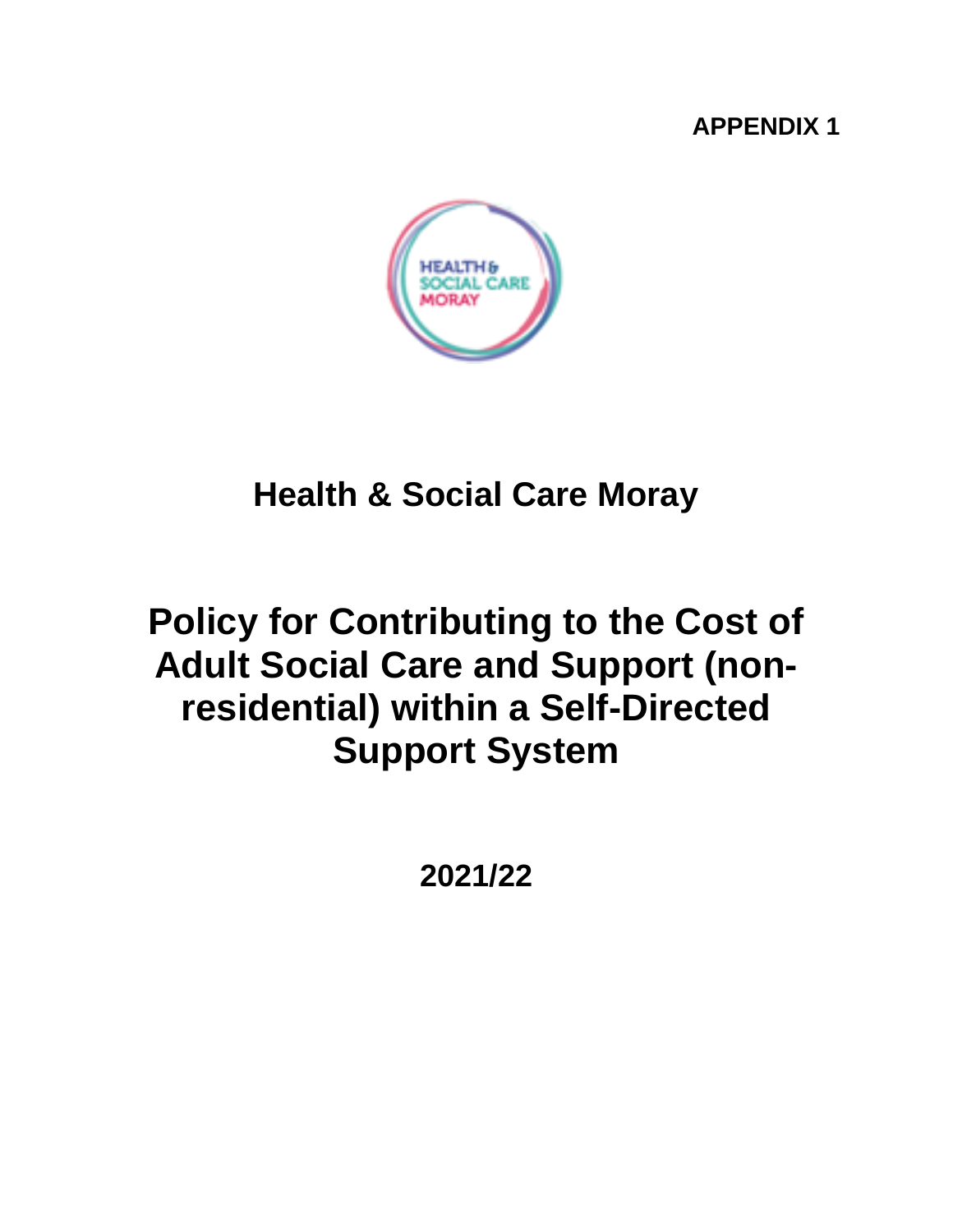**APPENDIX 1**

# Health & Social Care Moray

# Policy for Contributing to the Cost of Adult Social Care and Support (non-residential) within a Self-Directed Support System

**2021/22**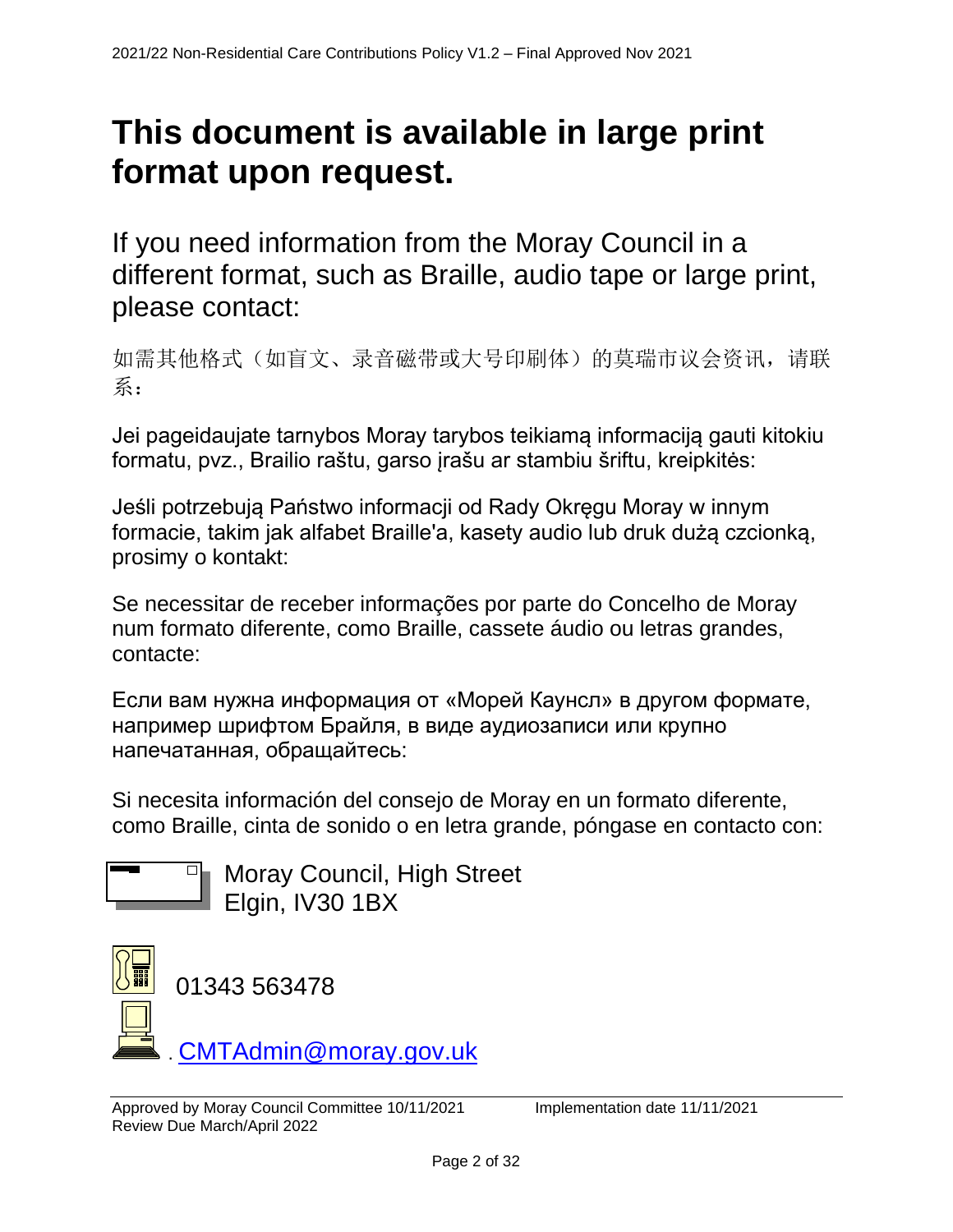# This document is available in large print format upon request.

If you need information from the Moray Council in a different format, such as Braille, audio tape or large print, please contact:

如需其他格式（如盲文、录音磁带或大号印刷体）的莫瑞市议会资讯，请联系：

Jei pageidaujate tarnybos Moray tarybos teikiamą informaciją gauti kitokiu formatu, pvz., Brailio raštu, garso įrašu ar stambiu šriftu, kreipkitės:

Jeśli potrzebują Państwo informacji od Rady Okręgu Moray w innym formacie, takim jak alfabet Braille'a, kasety audio lub druk dużą czcionką, prosimy o kontakt:

Se necessitar de receber informações por parte do Concelho de Moray num formato diferente, como Braille, cassete áudio ou letras grandes, contacte:

Если вам нужна информация от «Морей Каунсл» в другом формате, например шрифтом Брайля, в виде аудиозаписи или крупно напечатанная, обращайтесь:

Si necesita información del consejo de Moray en un formato diferente, como Braille, cinta de sonido o en letra grande, póngase en contacto con:

Moray Council, High Street
Elgin, IV30 1BX

01343 563478

CMTAdmin@moray.gov.uk

Approved by Moray Council Committee 10/11/2021 Implementation date 11/11/2021
Review Due March/April 2022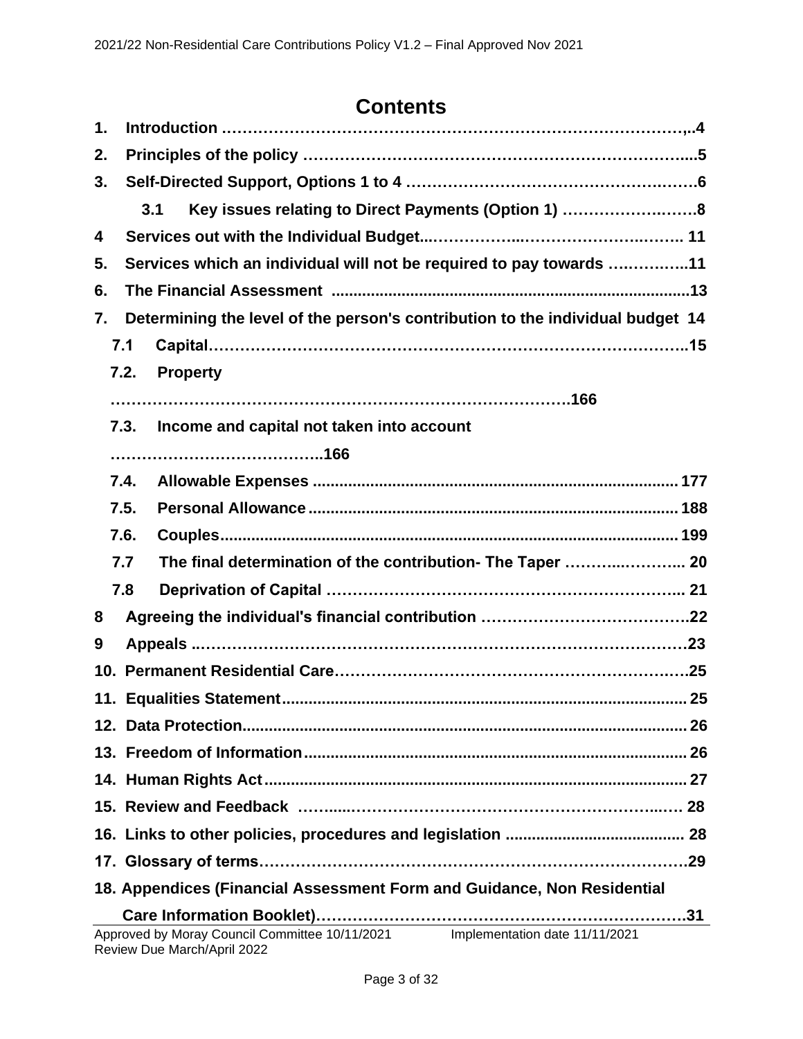# Contents

1. **Introduction ……………………………………………………………………………,..4**
2. **Principles of the policy ………………………………………………………………...5**
3. **Self-Directed Support, Options 1 to 4 …………………………………………….……6**
   - **3.1 Key issues relating to Direct Payments (Option 1) …………………….…….8**
4. **Services out with the Individual Budget...……………..……………………….……. 11**
5. **Services which an individual will not be required to pay towards ….………..11**
6. **The Financial Assessment ..............................................................................13**
7. **Determining the level of the person's contribution to the individual budget 14**
   - **7.1 Capital……………………………………………………………………………..15**
   - **7.2. Property ……………………………………………………………………….166**
   - **7.3. Income and capital not taken into account …………………………………..166**
   - **7.4. Allowable Expenses ................................................................................ 177**
   - **7.5. Personal Allowance ................................................................................. 188**
   - **7.6. Couples................................................................................................... 199**
   - **7.7 The final determination of the contribution- The Taper ……….……….. 20**
   - **7.8 Deprivation of Capital ……………………………………………………….. 21**
8. **Agreeing the individual's financial contribution ……………………………….22**
9. **Appeals ..………………………………………………………………………………23**
10. **Permanent Residential Care……………………………………………………….25**
11. **Equalities Statement......................................................................................... 25**
12. **Data Protection................................................................................................. 26**
13. **Freedom of Information.................................................................................... 26**
14. **Human Rights Act............................................................................................. 27**
15. **Review and Feedback ……......……………………………………………….…. 28**
16. **Links to other policies, procedures and legislation ....................................... 28**
17. **Glossary of terms…………………………………………………………………….29**
18. **Appendices (Financial Assessment Form and Guidance, Non Residential Care Information Booklet)………………………………….………………….31**

Approved by Moray Council Committee 10/11/2021 Implementation date 11/11/2021
Review Due March/April 2022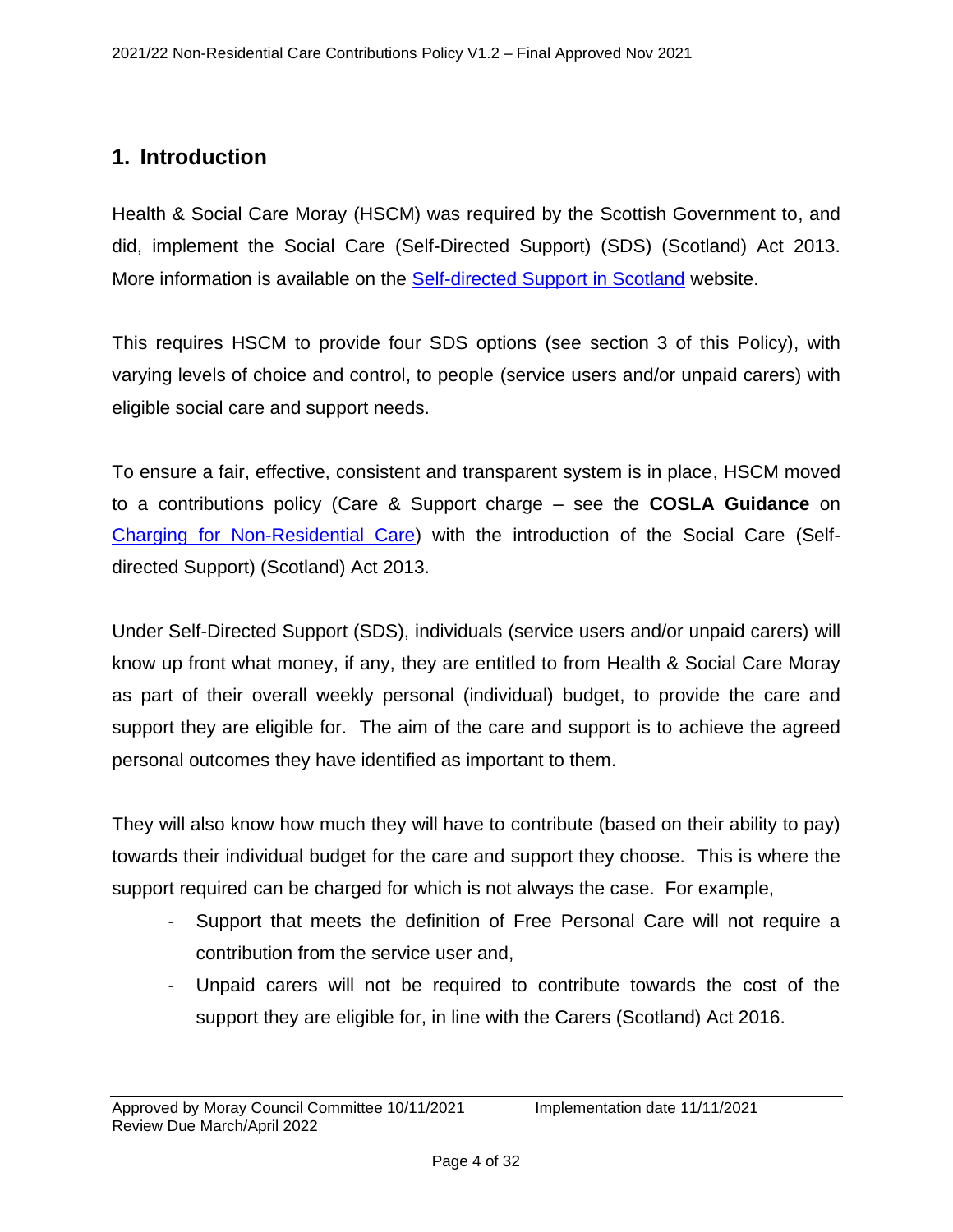## 1. Introduction

Health & Social Care Moray (HSCM) was required by the Scottish Government to, and did, implement the Social Care (Self-Directed Support) (SDS) (Scotland) Act 2013. More information is available on the Self-directed Support in Scotland website.

This requires HSCM to provide four SDS options (see section 3 of this Policy), with varying levels of choice and control, to people (service users and/or unpaid carers) with eligible social care and support needs.

To ensure a fair, effective, consistent and transparent system is in place, HSCM moved to a contributions policy (Care & Support charge – see the **COSLA Guidance** on Charging for Non-Residential Care) with the introduction of the Social Care (Self-directed Support) (Scotland) Act 2013.

Under Self-Directed Support (SDS), individuals (service users and/or unpaid carers) will know up front what money, if any, they are entitled to from Health & Social Care Moray as part of their overall weekly personal (individual) budget, to provide the care and support they are eligible for. The aim of the care and support is to achieve the agreed personal outcomes they have identified as important to them.

They will also know how much they will have to contribute (based on their ability to pay) towards their individual budget for the care and support they choose. This is where the support required can be charged for which is not always the case. For example,

- Support that meets the definition of Free Personal Care will not require a contribution from the service user and,
- Unpaid carers will not be required to contribute towards the cost of the support they are eligible for, in line with the Carers (Scotland) Act 2016.

Approved by Moray Council Committee 10/11/2021 Implementation date 11/11/2021
Review Due March/April 2022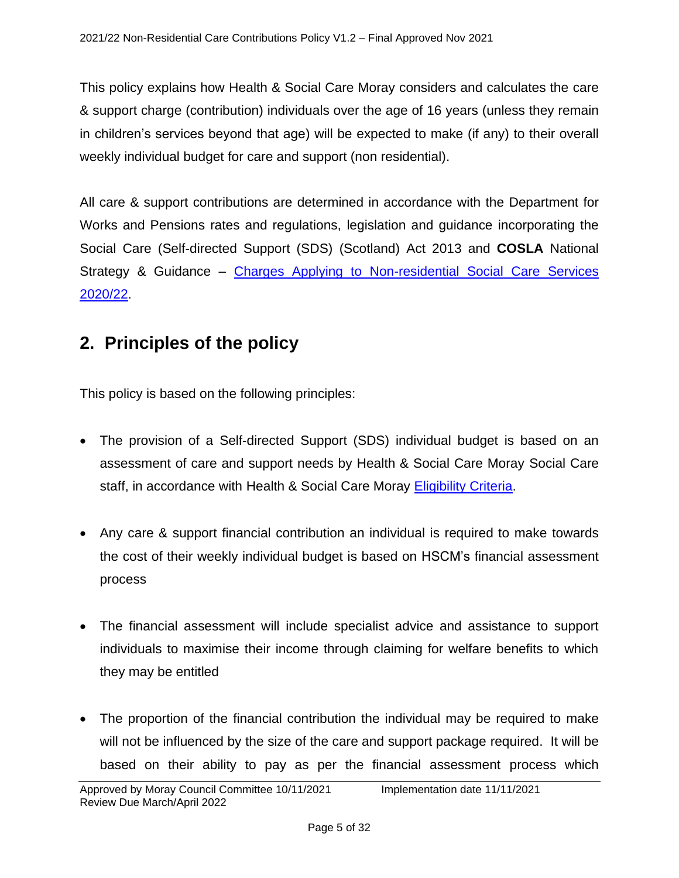This policy explains how Health & Social Care Moray considers and calculates the care & support charge (contribution) individuals over the age of 16 years (unless they remain in children's services beyond that age) will be expected to make (if any) to their overall weekly individual budget for care and support (non residential).

All care & support contributions are determined in accordance with the Department for Works and Pensions rates and regulations, legislation and guidance incorporating the Social Care (Self-directed Support (SDS) (Scotland) Act 2013 and **COSLA** National Strategy & Guidance – [Charges Applying to Non-residential Social Care Services 2020/22]().

## 2. Principles of the policy

This policy is based on the following principles:

- The provision of a Self-directed Support (SDS) individual budget is based on an assessment of care and support needs by Health & Social Care Moray Social Care staff, in accordance with Health & Social Care Moray [Eligibility Criteria]().

- Any care & support financial contribution an individual is required to make towards the cost of their weekly individual budget is based on HSCM's financial assessment process

- The financial assessment will include specialist advice and assistance to support individuals to maximise their income through claiming for welfare benefits to which they may be entitled

- The proportion of the financial contribution the individual may be required to make will not be influenced by the size of the care and support package required. It will be based on their ability to pay as per the financial assessment process which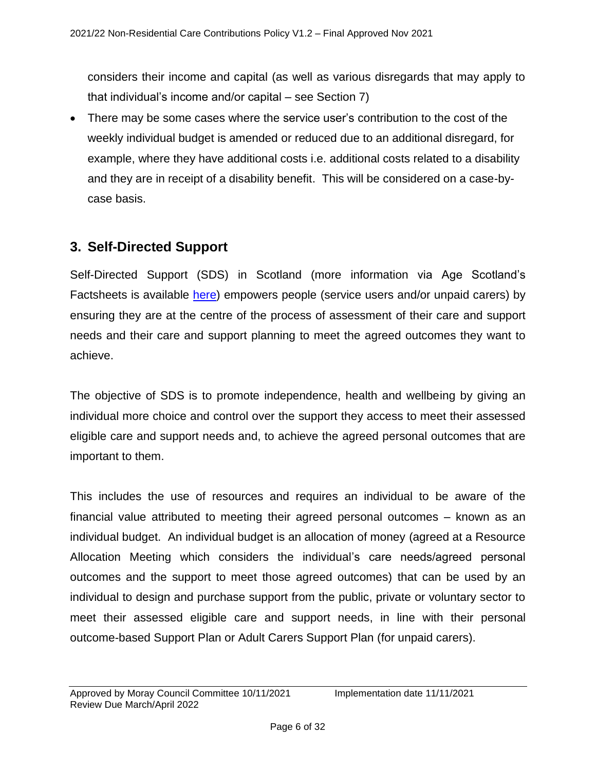considers their income and capital (as well as various disregards that may apply to that individual's income and/or capital – see Section 7)

- There may be some cases where the service user's contribution to the cost of the weekly individual budget is amended or reduced due to an additional disregard, for example, where they have additional costs i.e. additional costs related to a disability and they are in receipt of a disability benefit. This will be considered on a case-by-case basis.

## 3. Self-Directed Support

Self-Directed Support (SDS) in Scotland (more information via Age Scotland's Factsheets is available here) empowers people (service users and/or unpaid carers) by ensuring they are at the centre of the process of assessment of their care and support needs and their care and support planning to meet the agreed outcomes they want to achieve.

The objective of SDS is to promote independence, health and wellbeing by giving an individual more choice and control over the support they access to meet their assessed eligible care and support needs and, to achieve the agreed personal outcomes that are important to them.

This includes the use of resources and requires an individual to be aware of the financial value attributed to meeting their agreed personal outcomes – known as an individual budget. An individual budget is an allocation of money (agreed at a Resource Allocation Meeting which considers the individual's care needs/agreed personal outcomes and the support to meet those agreed outcomes) that can be used by an individual to design and purchase support from the public, private or voluntary sector to meet their assessed eligible care and support needs, in line with their personal outcome-based Support Plan or Adult Carers Support Plan (for unpaid carers).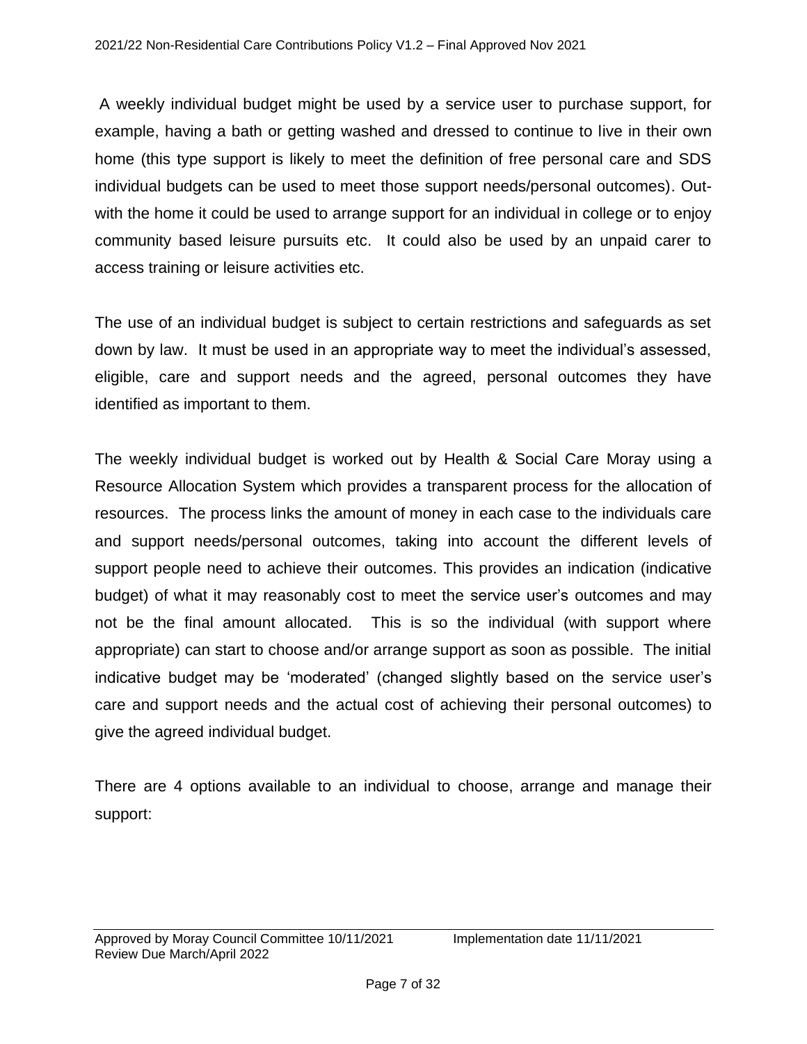A weekly individual budget might be used by a service user to purchase support, for example, having a bath or getting washed and dressed to continue to live in their own home (this type support is likely to meet the definition of free personal care and SDS individual budgets can be used to meet those support needs/personal outcomes). Out-with the home it could be used to arrange support for an individual in college or to enjoy community based leisure pursuits etc. It could also be used by an unpaid carer to access training or leisure activities etc.

The use of an individual budget is subject to certain restrictions and safeguards as set down by law. It must be used in an appropriate way to meet the individual's assessed, eligible, care and support needs and the agreed, personal outcomes they have identified as important to them.

The weekly individual budget is worked out by Health & Social Care Moray using a Resource Allocation System which provides a transparent process for the allocation of resources. The process links the amount of money in each case to the individuals care and support needs/personal outcomes, taking into account the different levels of support people need to achieve their outcomes. This provides an indication (indicative budget) of what it may reasonably cost to meet the service user's outcomes and may not be the final amount allocated. This is so the individual (with support where appropriate) can start to choose and/or arrange support as soon as possible. The initial indicative budget may be 'moderated' (changed slightly based on the service user's care and support needs and the actual cost of achieving their personal outcomes) to give the agreed individual budget.

There are 4 options available to an individual to choose, arrange and manage their support: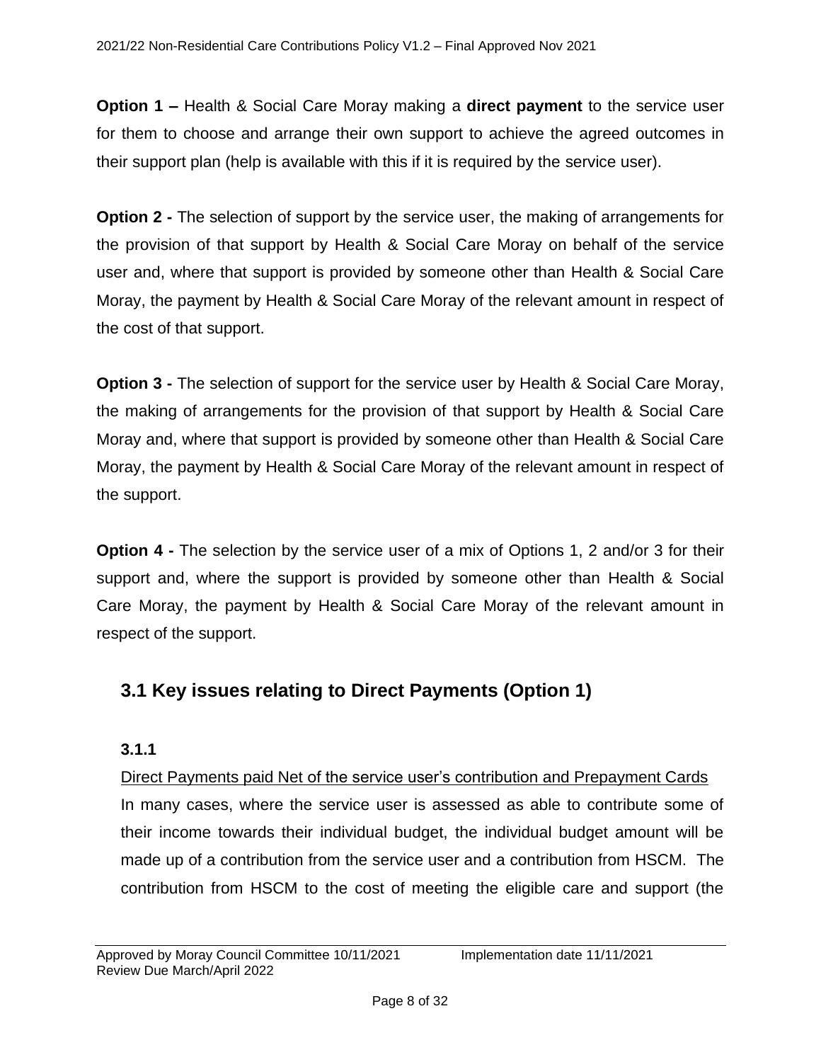**Option 1 –** Health & Social Care Moray making a **direct payment** to the service user for them to choose and arrange their own support to achieve the agreed outcomes in their support plan (help is available with this if it is required by the service user).

**Option 2 -** The selection of support by the service user, the making of arrangements for the provision of that support by Health & Social Care Moray on behalf of the service user and, where that support is provided by someone other than Health & Social Care Moray, the payment by Health & Social Care Moray of the relevant amount in respect of the cost of that support.

**Option 3 -** The selection of support for the service user by Health & Social Care Moray, the making of arrangements for the provision of that support by Health & Social Care Moray and, where that support is provided by someone other than Health & Social Care Moray, the payment by Health & Social Care Moray of the relevant amount in respect of the support.

**Option 4 -** The selection by the service user of a mix of Options 1, 2 and/or 3 for their support and, where the support is provided by someone other than Health & Social Care Moray, the payment by Health & Social Care Moray of the relevant amount in respect of the support.

## 3.1 Key issues relating to Direct Payments (Option 1)

### 3.1.1

Direct Payments paid Net of the service user's contribution and Prepayment Cards

In many cases, where the service user is assessed as able to contribute some of their income towards their individual budget, the individual budget amount will be made up of a contribution from the service user and a contribution from HSCM. The contribution from HSCM to the cost of meeting the eligible care and support (the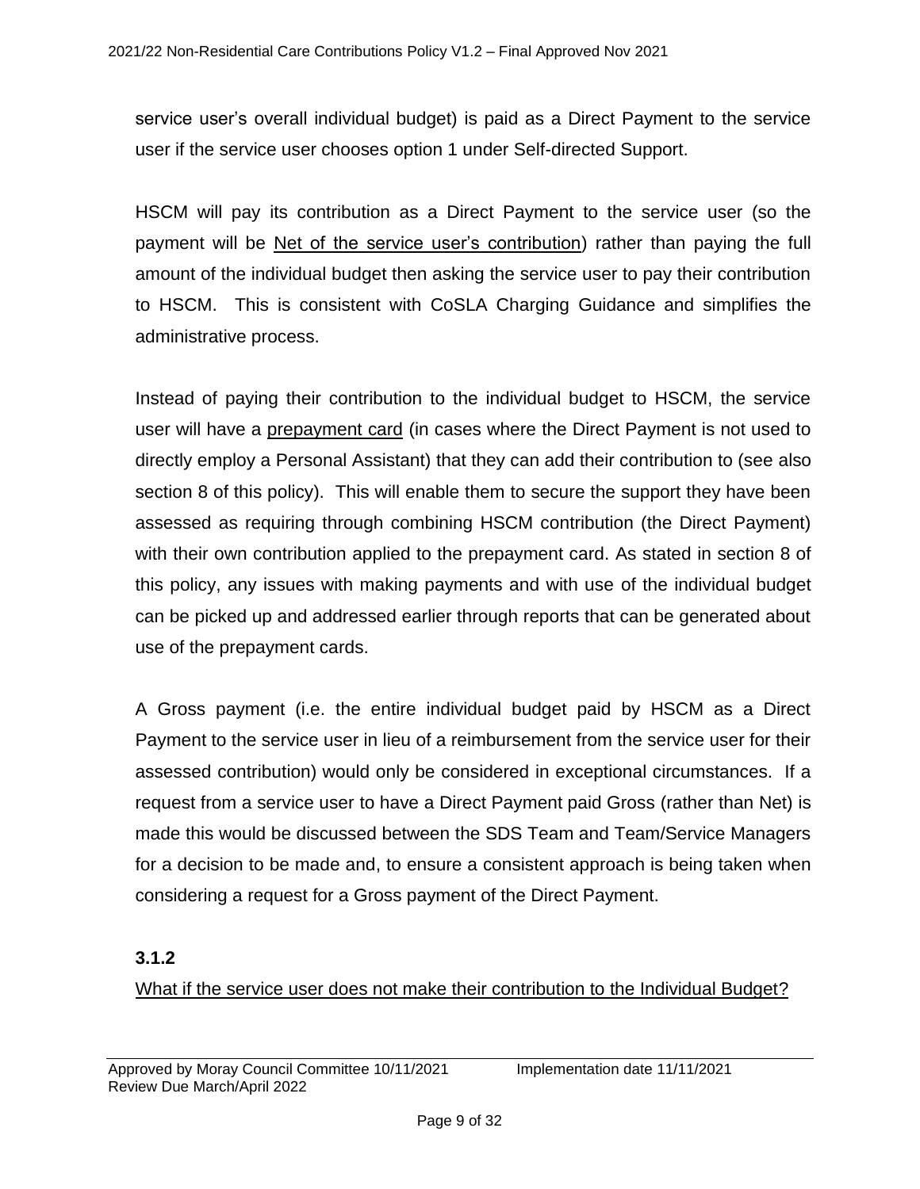service user's overall individual budget) is paid as a Direct Payment to the service user if the service user chooses option 1 under Self-directed Support.

HSCM will pay its contribution as a Direct Payment to the service user (so the payment will be <u>Net of the service user's contribution</u>) rather than paying the full amount of the individual budget then asking the service user to pay their contribution to HSCM. This is consistent with CoSLA Charging Guidance and simplifies the administrative process.

Instead of paying their contribution to the individual budget to HSCM, the service user will have a <u>prepayment card</u> (in cases where the Direct Payment is not used to directly employ a Personal Assistant) that they can add their contribution to (see also section 8 of this policy). This will enable them to secure the support they have been assessed as requiring through combining HSCM contribution (the Direct Payment) with their own contribution applied to the prepayment card. As stated in section 8 of this policy, any issues with making payments and with use of the individual budget can be picked up and addressed earlier through reports that can be generated about use of the prepayment cards.

A Gross payment (i.e. the entire individual budget paid by HSCM as a Direct Payment to the service user in lieu of a reimbursement from the service user for their assessed contribution) would only be considered in exceptional circumstances. If a request from a service user to have a Direct Payment paid Gross (rather than Net) is made this would be discussed between the SDS Team and Team/Service Managers for a decision to be made and, to ensure a consistent approach is being taken when considering a request for a Gross payment of the Direct Payment.

### 3.1.2

<u>What if the service user does not make their contribution to the Individual Budget?</u>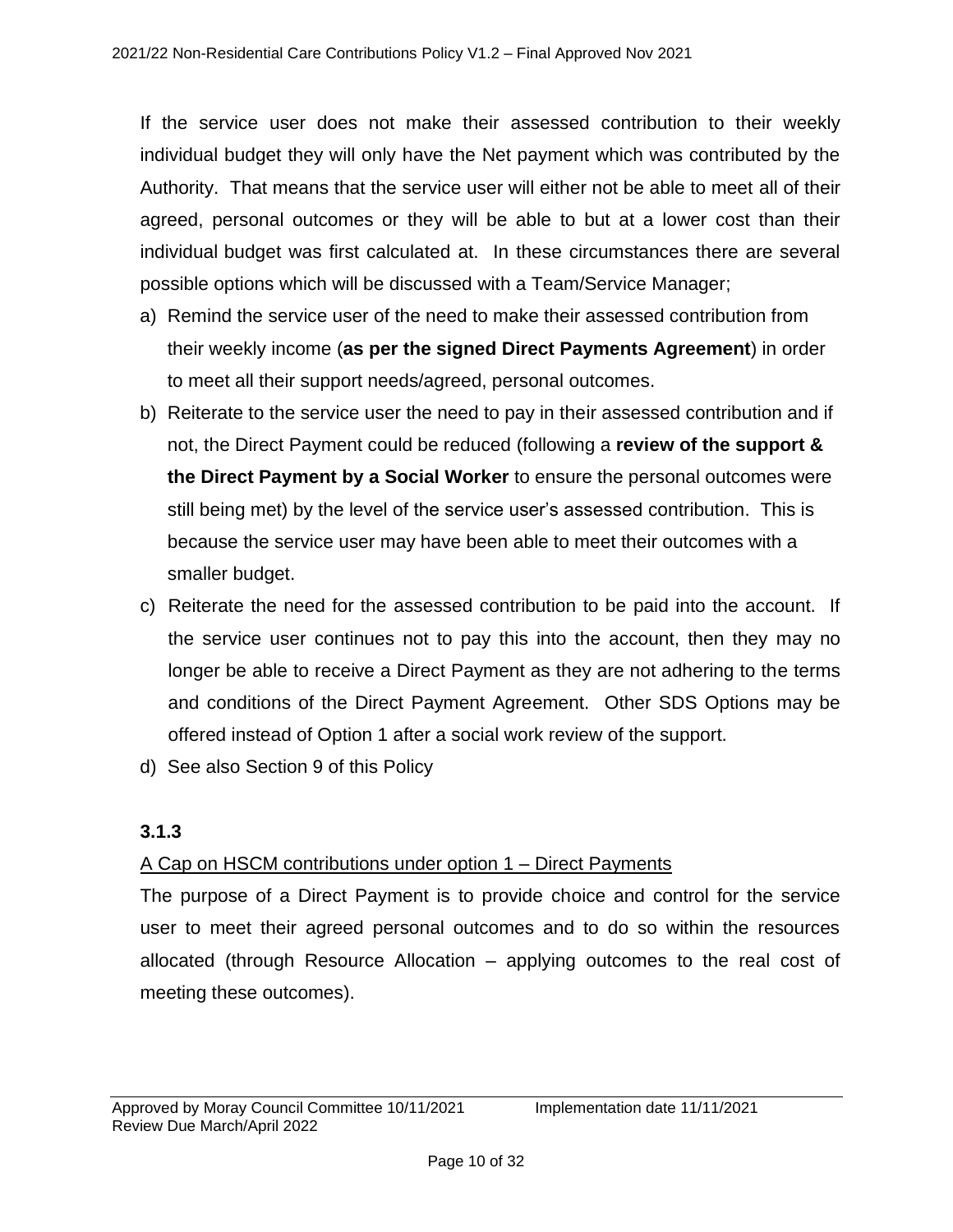If the service user does not make their assessed contribution to their weekly individual budget they will only have the Net payment which was contributed by the Authority. That means that the service user will either not be able to meet all of their agreed, personal outcomes or they will be able to but at a lower cost than their individual budget was first calculated at. In these circumstances there are several possible options which will be discussed with a Team/Service Manager;

a) Remind the service user of the need to make their assessed contribution from their weekly income (**as per the signed Direct Payments Agreement**) in order to meet all their support needs/agreed, personal outcomes.
b) Reiterate to the service user the need to pay in their assessed contribution and if not, the Direct Payment could be reduced (following a **review of the support & the Direct Payment by a Social Worker** to ensure the personal outcomes were still being met) by the level of the service user's assessed contribution. This is because the service user may have been able to meet their outcomes with a smaller budget.
c) Reiterate the need for the assessed contribution to be paid into the account. If the service user continues not to pay this into the account, then they may no longer be able to receive a Direct Payment as they are not adhering to the terms and conditions of the Direct Payment Agreement. Other SDS Options may be offered instead of Option 1 after a social work review of the support.
d) See also Section 9 of this Policy

### 3.1.3

<u>A Cap on HSCM contributions under option 1 – Direct Payments</u>

The purpose of a Direct Payment is to provide choice and control for the service user to meet their agreed personal outcomes and to do so within the resources allocated (through Resource Allocation – applying outcomes to the real cost of meeting these outcomes).

Approved by Moray Council Committee 10/11/2021 Implementation date 11/11/2021
Review Due March/April 2022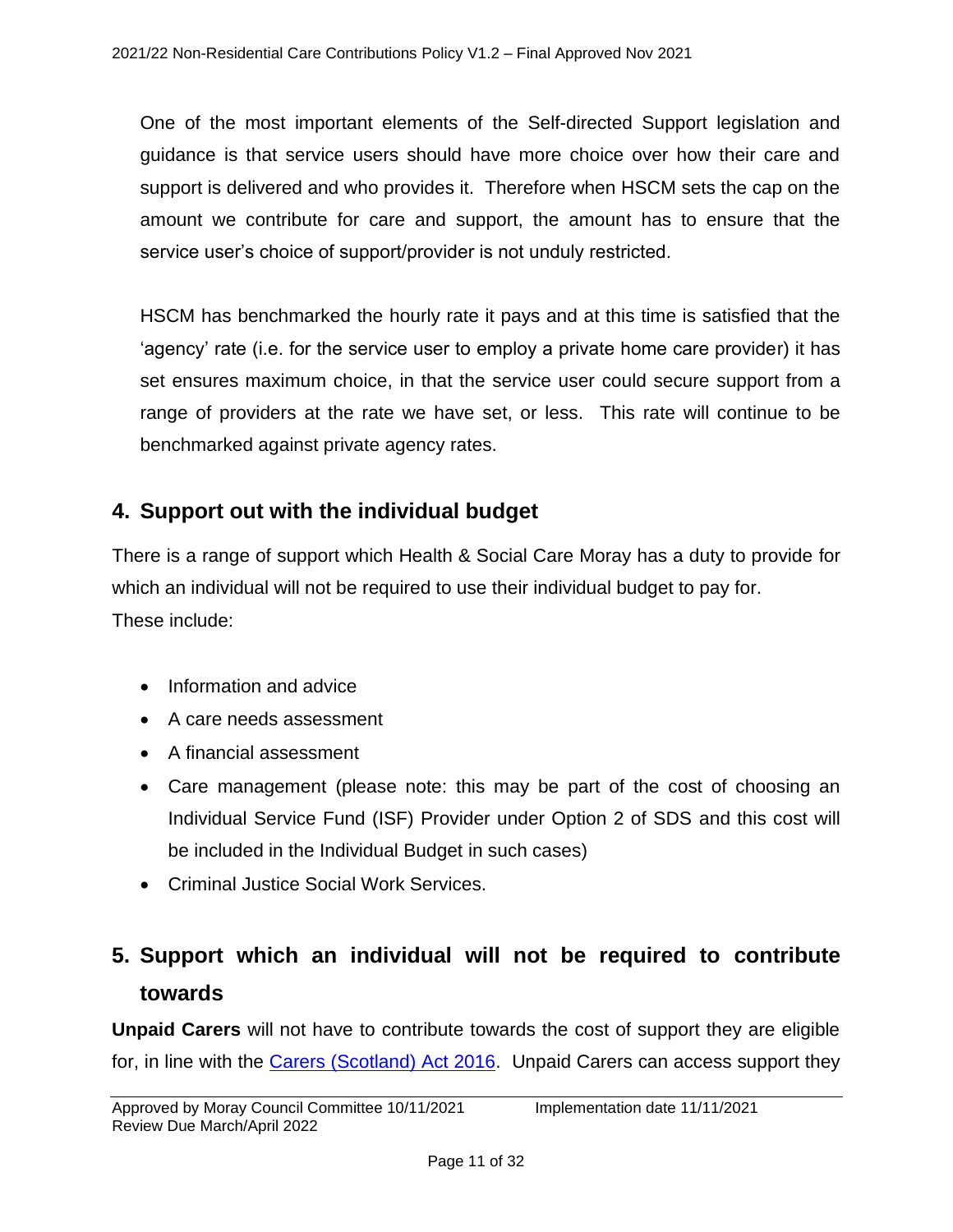One of the most important elements of the Self-directed Support legislation and guidance is that service users should have more choice over how their care and support is delivered and who provides it. Therefore when HSCM sets the cap on the amount we contribute for care and support, the amount has to ensure that the service user's choice of support/provider is not unduly restricted.

HSCM has benchmarked the hourly rate it pays and at this time is satisfied that the 'agency' rate (i.e. for the service user to employ a private home care provider) it has set ensures maximum choice, in that the service user could secure support from a range of providers at the rate we have set, or less. This rate will continue to be benchmarked against private agency rates.

## 4. Support out with the individual budget

There is a range of support which Health & Social Care Moray has a duty to provide for which an individual will not be required to use their individual budget to pay for.
These include:

- Information and advice
- A care needs assessment
- A financial assessment
- Care management (please note: this may be part of the cost of choosing an Individual Service Fund (ISF) Provider under Option 2 of SDS and this cost will be included in the Individual Budget in such cases)
- Criminal Justice Social Work Services.

## 5. Support which an individual will not be required to contribute towards

**Unpaid Carers** will not have to contribute towards the cost of support they are eligible for, in line with the Carers (Scotland) Act 2016. Unpaid Carers can access support they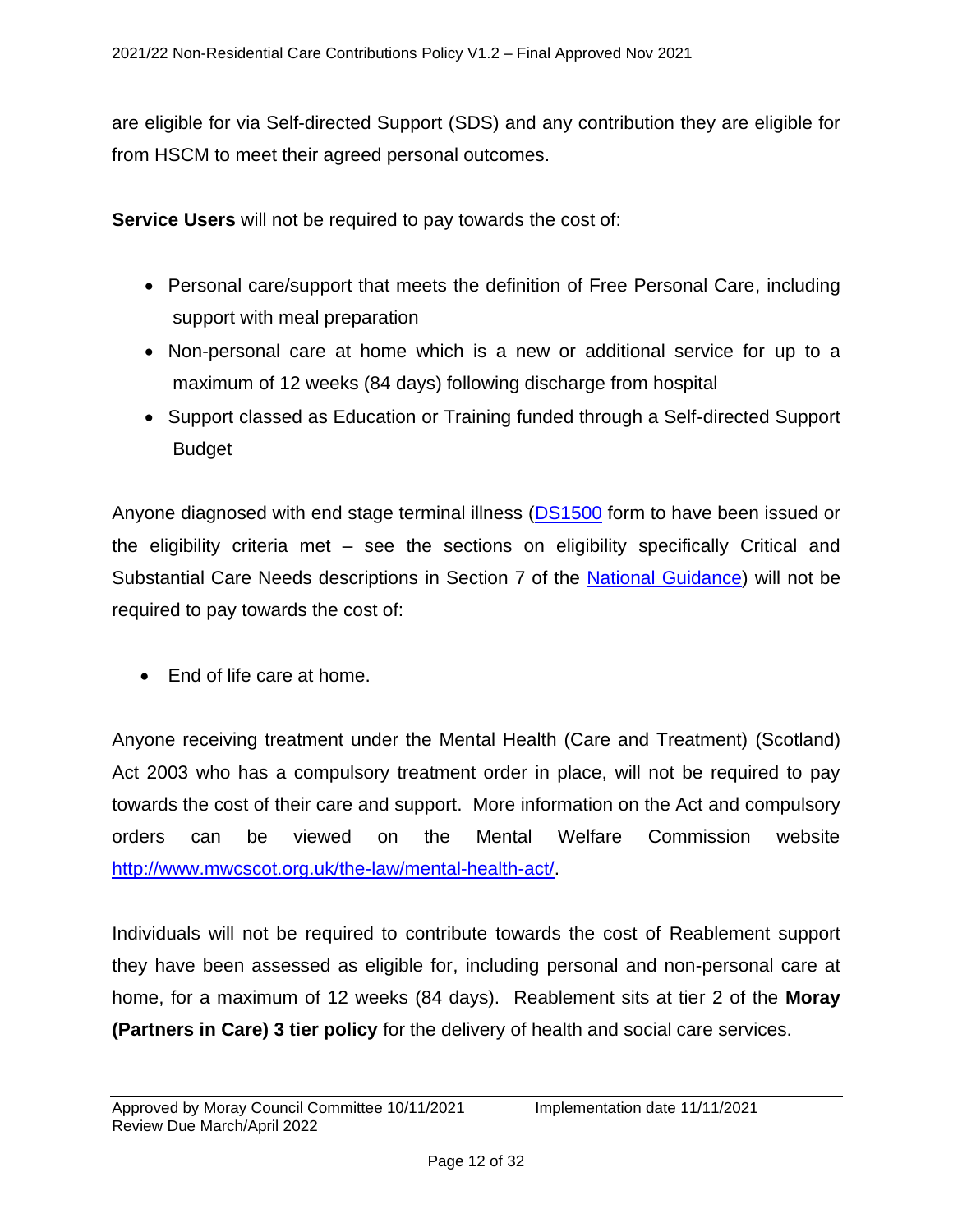are eligible for via Self-directed Support (SDS) and any contribution they are eligible for from HSCM to meet their agreed personal outcomes.

**Service Users** will not be required to pay towards the cost of:

- Personal care/support that meets the definition of Free Personal Care, including support with meal preparation
- Non-personal care at home which is a new or additional service for up to a maximum of 12 weeks (84 days) following discharge from hospital
- Support classed as Education or Training funded through a Self-directed Support Budget

Anyone diagnosed with end stage terminal illness (DS1500 form to have been issued or the eligibility criteria met – see the sections on eligibility specifically Critical and Substantial Care Needs descriptions in Section 7 of the National Guidance) will not be required to pay towards the cost of:

- End of life care at home.

Anyone receiving treatment under the Mental Health (Care and Treatment) (Scotland) Act 2003 who has a compulsory treatment order in place, will not be required to pay towards the cost of their care and support. More information on the Act and compulsory orders can be viewed on the Mental Welfare Commission website http://www.mwcscot.org.uk/the-law/mental-health-act/.

Individuals will not be required to contribute towards the cost of Reablement support they have been assessed as eligible for, including personal and non-personal care at home, for a maximum of 12 weeks (84 days). Reablement sits at tier 2 of the **Moray (Partners in Care) 3 tier policy** for the delivery of health and social care services.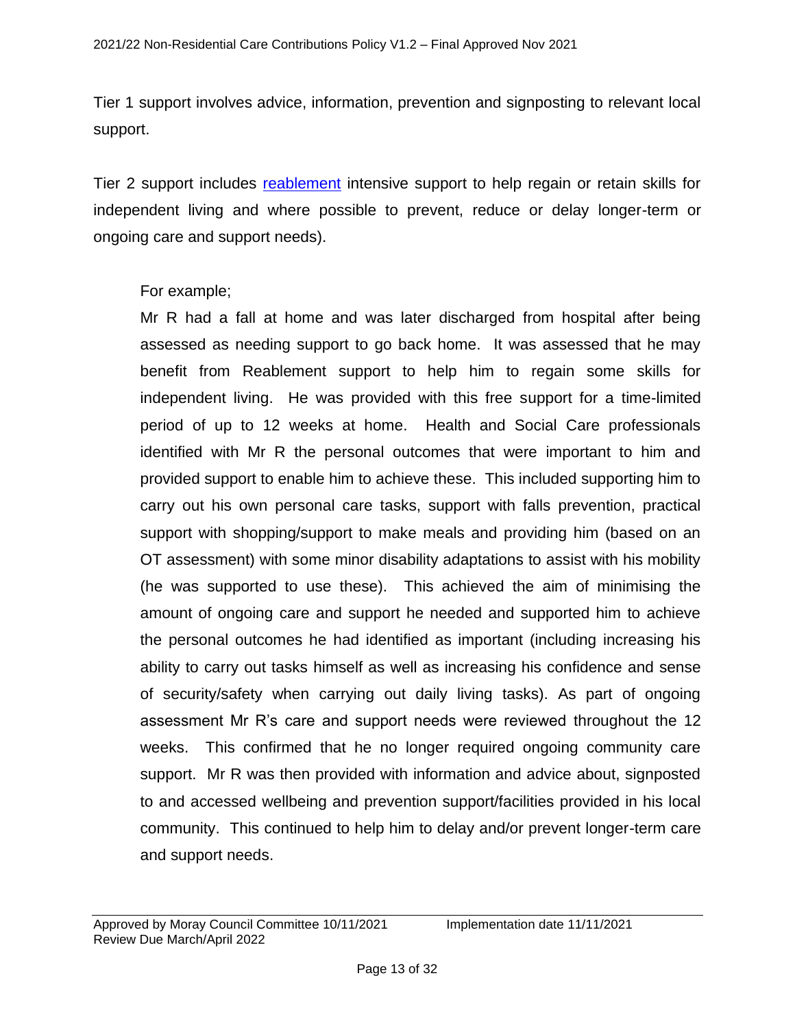Tier 1 support involves advice, information, prevention and signposting to relevant local support.

Tier 2 support includes [reablement] intensive support to help regain or retain skills for independent living and where possible to prevent, reduce or delay longer-term or ongoing care and support needs).

> For example;
>
> Mr R had a fall at home and was later discharged from hospital after being assessed as needing support to go back home. It was assessed that he may benefit from Reablement support to help him to regain some skills for independent living. He was provided with this free support for a time-limited period of up to 12 weeks at home. Health and Social Care professionals identified with Mr R the personal outcomes that were important to him and provided support to enable him to achieve these. This included supporting him to carry out his own personal care tasks, support with falls prevention, practical support with shopping/support to make meals and providing him (based on an OT assessment) with some minor disability adaptations to assist with his mobility (he was supported to use these). This achieved the aim of minimising the amount of ongoing care and support he needed and supported him to achieve the personal outcomes he had identified as important (including increasing his ability to carry out tasks himself as well as increasing his confidence and sense of security/safety when carrying out daily living tasks). As part of ongoing assessment Mr R's care and support needs were reviewed throughout the 12 weeks. This confirmed that he no longer required ongoing community care support. Mr R was then provided with information and advice about, signposted to and accessed wellbeing and prevention support/facilities provided in his local community. This continued to help him to delay and/or prevent longer-term care and support needs.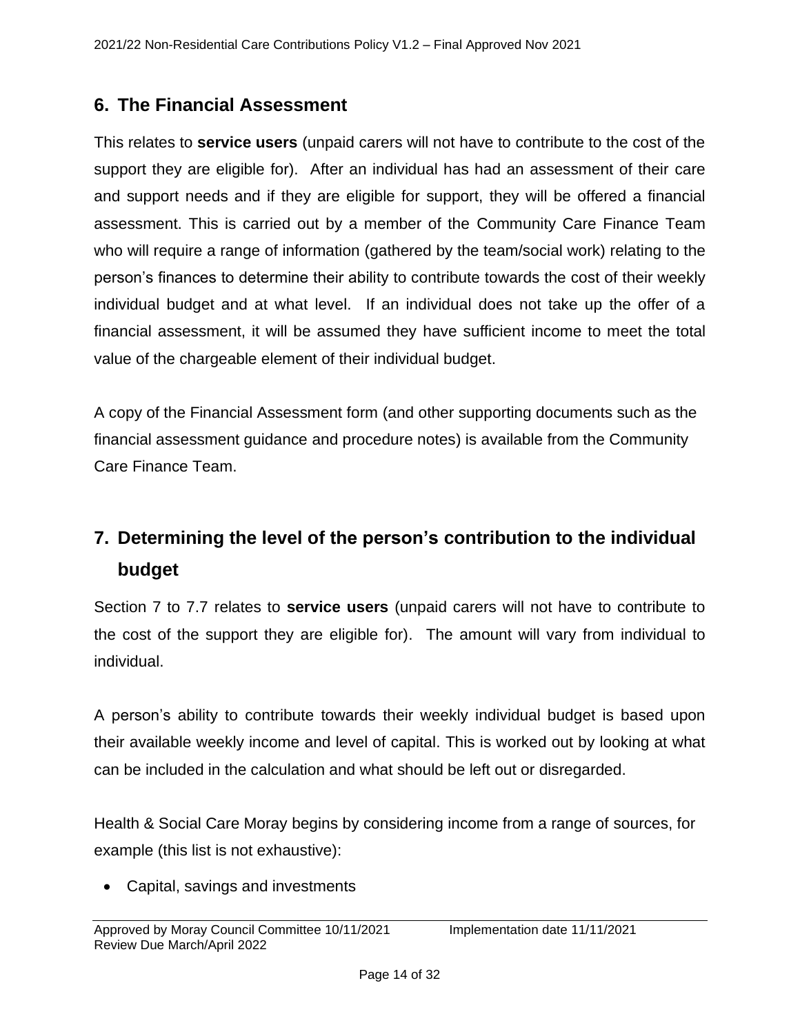## 6. The Financial Assessment

This relates to **service users** (unpaid carers will not have to contribute to the cost of the support they are eligible for). After an individual has had an assessment of their care and support needs and if they are eligible for support, they will be offered a financial assessment. This is carried out by a member of the Community Care Finance Team who will require a range of information (gathered by the team/social work) relating to the person's finances to determine their ability to contribute towards the cost of their weekly individual budget and at what level. If an individual does not take up the offer of a financial assessment, it will be assumed they have sufficient income to meet the total value of the chargeable element of their individual budget.

A copy of the Financial Assessment form (and other supporting documents such as the financial assessment guidance and procedure notes) is available from the Community Care Finance Team.

## 7. Determining the level of the person's contribution to the individual budget

Section 7 to 7.7 relates to **service users** (unpaid carers will not have to contribute to the cost of the support they are eligible for). The amount will vary from individual to individual.

A person's ability to contribute towards their weekly individual budget is based upon their available weekly income and level of capital. This is worked out by looking at what can be included in the calculation and what should be left out or disregarded.

Health & Social Care Moray begins by considering income from a range of sources, for example (this list is not exhaustive):

- Capital, savings and investments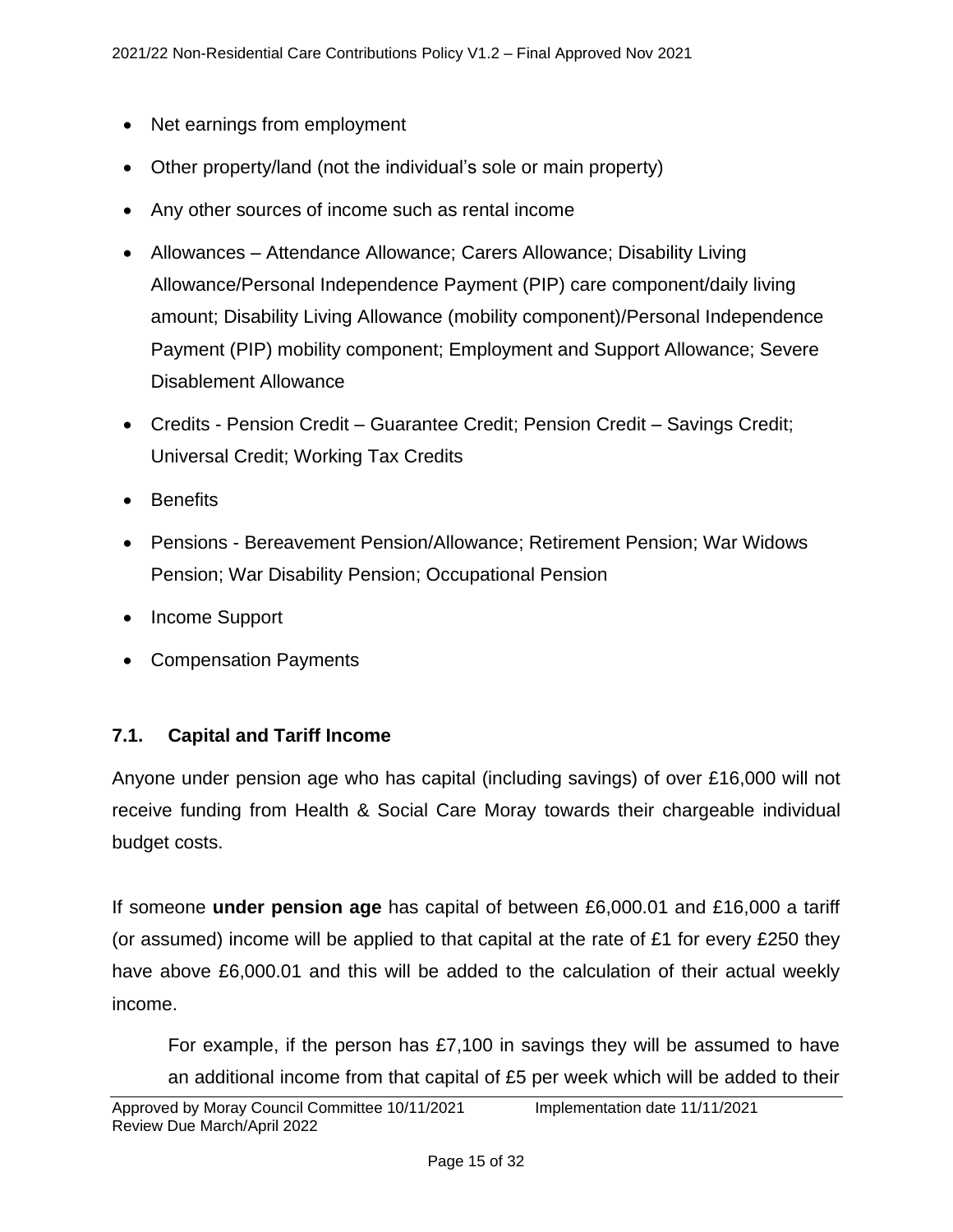- Net earnings from employment
- Other property/land (not the individual's sole or main property)
- Any other sources of income such as rental income
- Allowances – Attendance Allowance; Carers Allowance; Disability Living Allowance/Personal Independence Payment (PIP) care component/daily living amount; Disability Living Allowance (mobility component)/Personal Independence Payment (PIP) mobility component; Employment and Support Allowance; Severe Disablement Allowance
- Credits - Pension Credit – Guarantee Credit; Pension Credit – Savings Credit; Universal Credit; Working Tax Credits
- Benefits
- Pensions - Bereavement Pension/Allowance; Retirement Pension; War Widows Pension; War Disability Pension; Occupational Pension
- Income Support
- Compensation Payments

### 7.1. Capital and Tariff Income

Anyone under pension age who has capital (including savings) of over £16,000 will not receive funding from Health & Social Care Moray towards their chargeable individual budget costs.

If someone **under pension age** has capital of between £6,000.01 and £16,000 a tariff (or assumed) income will be applied to that capital at the rate of £1 for every £250 they have above £6,000.01 and this will be added to the calculation of their actual weekly income.

> For example, if the person has £7,100 in savings they will be assumed to have an additional income from that capital of £5 per week which will be added to their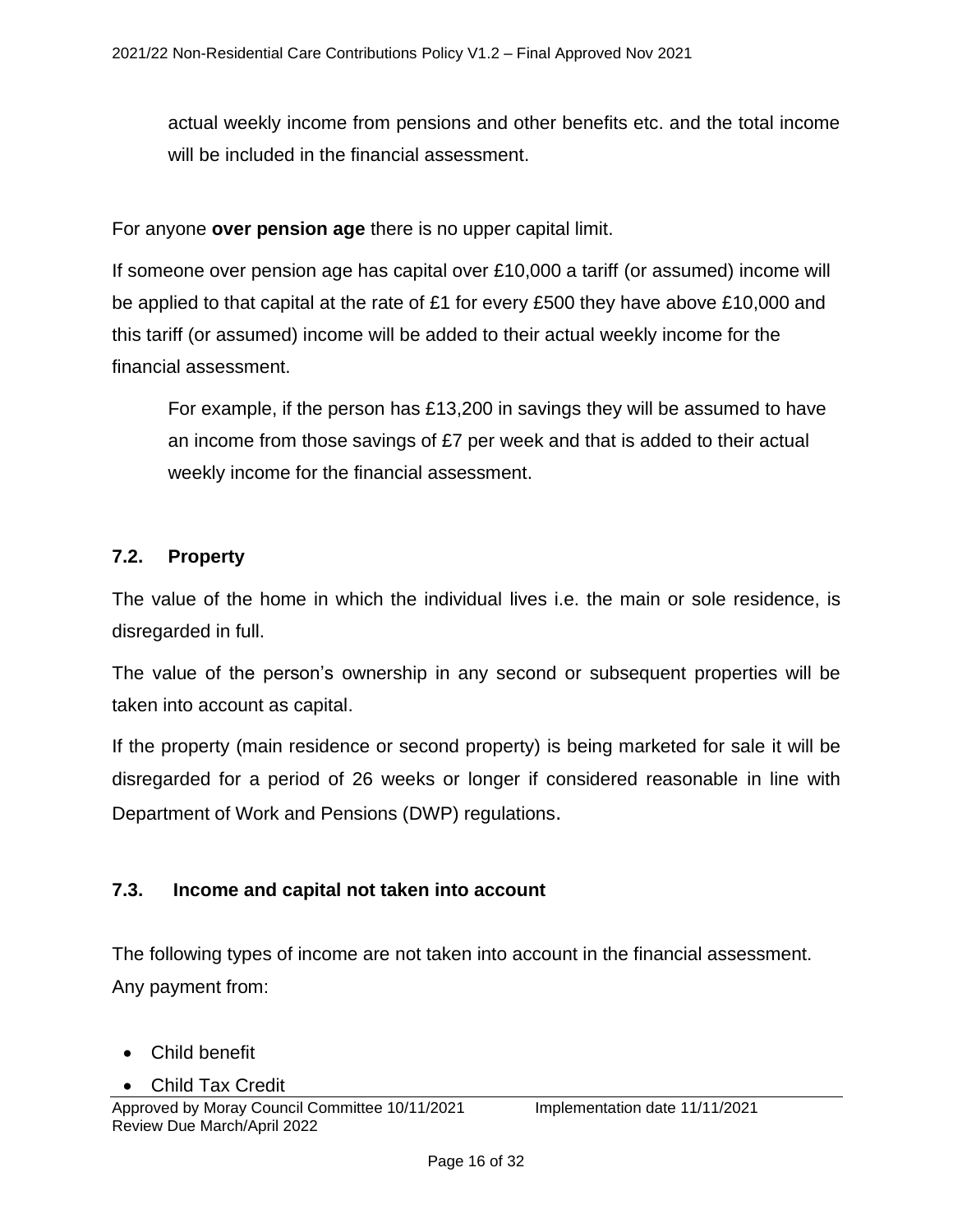actual weekly income from pensions and other benefits etc. and the total income will be included in the financial assessment.

For anyone **over pension age** there is no upper capital limit.

If someone over pension age has capital over £10,000 a tariff (or assumed) income will be applied to that capital at the rate of £1 for every £500 they have above £10,000 and this tariff (or assumed) income will be added to their actual weekly income for the financial assessment.

For example, if the person has £13,200 in savings they will be assumed to have an income from those savings of £7 per week and that is added to their actual weekly income for the financial assessment.

### 7.2. Property

The value of the home in which the individual lives i.e. the main or sole residence, is disregarded in full.

The value of the person's ownership in any second or subsequent properties will be taken into account as capital.

If the property (main residence or second property) is being marketed for sale it will be disregarded for a period of 26 weeks or longer if considered reasonable in line with Department of Work and Pensions (DWP) regulations.

### 7.3. Income and capital not taken into account

The following types of income are not taken into account in the financial assessment. Any payment from:

- Child benefit
- Child Tax Credit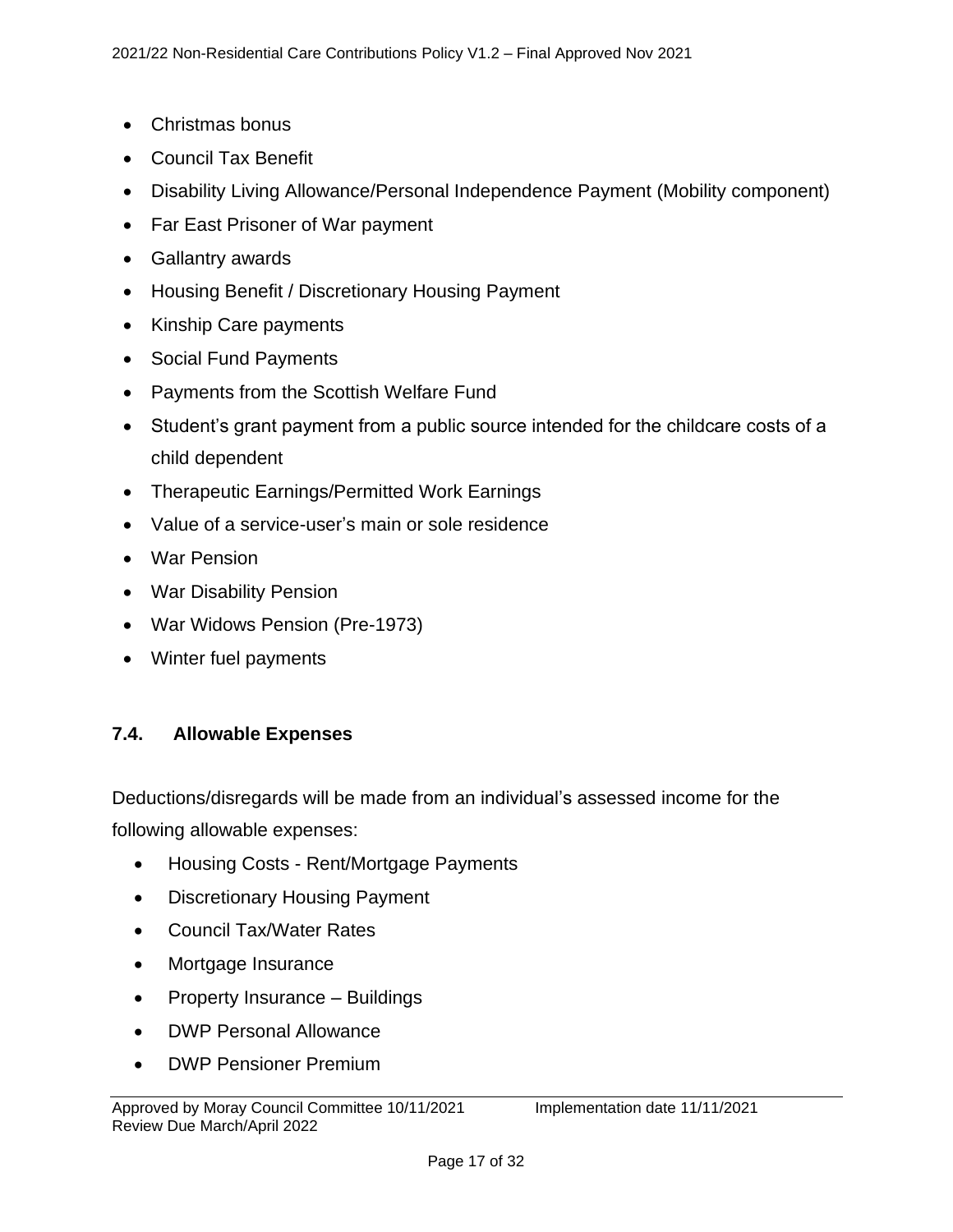- Christmas bonus
- Council Tax Benefit
- Disability Living Allowance/Personal Independence Payment (Mobility component)
- Far East Prisoner of War payment
- Gallantry awards
- Housing Benefit / Discretionary Housing Payment
- Kinship Care payments
- Social Fund Payments
- Payments from the Scottish Welfare Fund
- Student's grant payment from a public source intended for the childcare costs of a child dependent
- Therapeutic Earnings/Permitted Work Earnings
- Value of a service-user's main or sole residence
- War Pension
- War Disability Pension
- War Widows Pension (Pre-1973)
- Winter fuel payments

### 7.4. Allowable Expenses

Deductions/disregards will be made from an individual's assessed income for the following allowable expenses:

- Housing Costs - Rent/Mortgage Payments
- Discretionary Housing Payment
- Council Tax/Water Rates
- Mortgage Insurance
- Property Insurance – Buildings
- DWP Personal Allowance
- DWP Pensioner Premium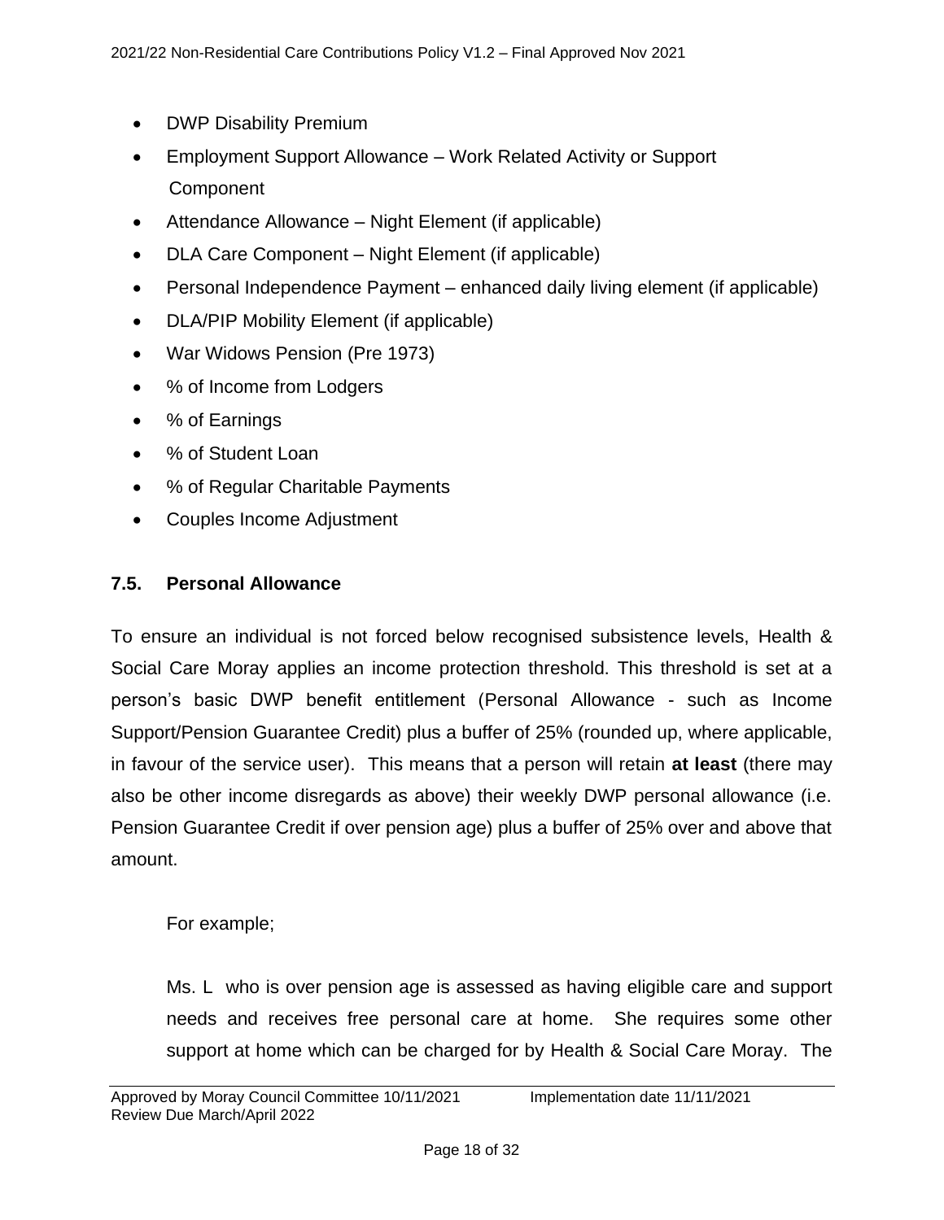- DWP Disability Premium
- Employment Support Allowance – Work Related Activity or Support Component
- Attendance Allowance – Night Element (if applicable)
- DLA Care Component – Night Element (if applicable)
- Personal Independence Payment – enhanced daily living element (if applicable)
- DLA/PIP Mobility Element (if applicable)
- War Widows Pension (Pre 1973)
- % of Income from Lodgers
- % of Earnings
- % of Student Loan
- % of Regular Charitable Payments
- Couples Income Adjustment

### 7.5. Personal Allowance

To ensure an individual is not forced below recognised subsistence levels, Health & Social Care Moray applies an income protection threshold. This threshold is set at a person's basic DWP benefit entitlement (Personal Allowance - such as Income Support/Pension Guarantee Credit) plus a buffer of 25% (rounded up, where applicable, in favour of the service user). This means that a person will retain **at least** (there may also be other income disregards as above) their weekly DWP personal allowance (i.e. Pension Guarantee Credit if over pension age) plus a buffer of 25% over and above that amount.

For example;

Ms. L who is over pension age is assessed as having eligible care and support needs and receives free personal care at home. She requires some other support at home which can be charged for by Health & Social Care Moray. The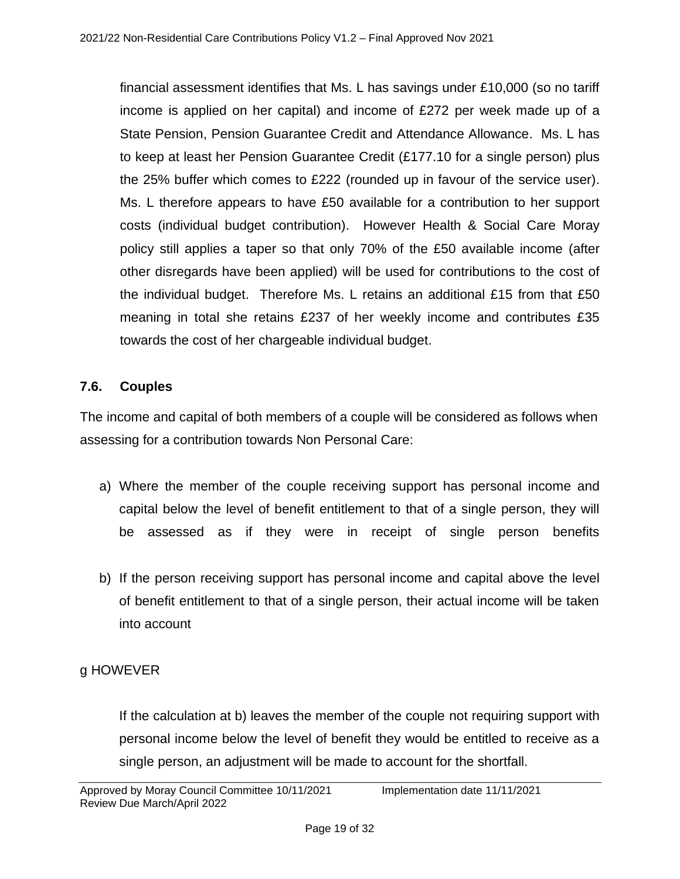financial assessment identifies that Ms. L has savings under £10,000 (so no tariff income is applied on her capital) and income of £272 per week made up of a State Pension, Pension Guarantee Credit and Attendance Allowance. Ms. L has to keep at least her Pension Guarantee Credit (£177.10 for a single person) plus the 25% buffer which comes to £222 (rounded up in favour of the service user). Ms. L therefore appears to have £50 available for a contribution to her support costs (individual budget contribution). However Health & Social Care Moray policy still applies a taper so that only 70% of the £50 available income (after other disregards have been applied) will be used for contributions to the cost of the individual budget. Therefore Ms. L retains an additional £15 from that £50 meaning in total she retains £237 of her weekly income and contributes £35 towards the cost of her chargeable individual budget.

## 7.6. Couples

The income and capital of both members of a couple will be considered as follows when assessing for a contribution towards Non Personal Care:

a) Where the member of the couple receiving support has personal income and capital below the level of benefit entitlement to that of a single person, they will be assessed as if they were in receipt of single person benefits

b) If the person receiving support has personal income and capital above the level of benefit entitlement to that of a single person, their actual income will be taken into account

g HOWEVER

If the calculation at b) leaves the member of the couple not requiring support with personal income below the level of benefit they would be entitled to receive as a single person, an adjustment will be made to account for the shortfall.

Approved by Moray Council Committee 10/11/2021 Implementation date 11/11/2021
Review Due March/April 2022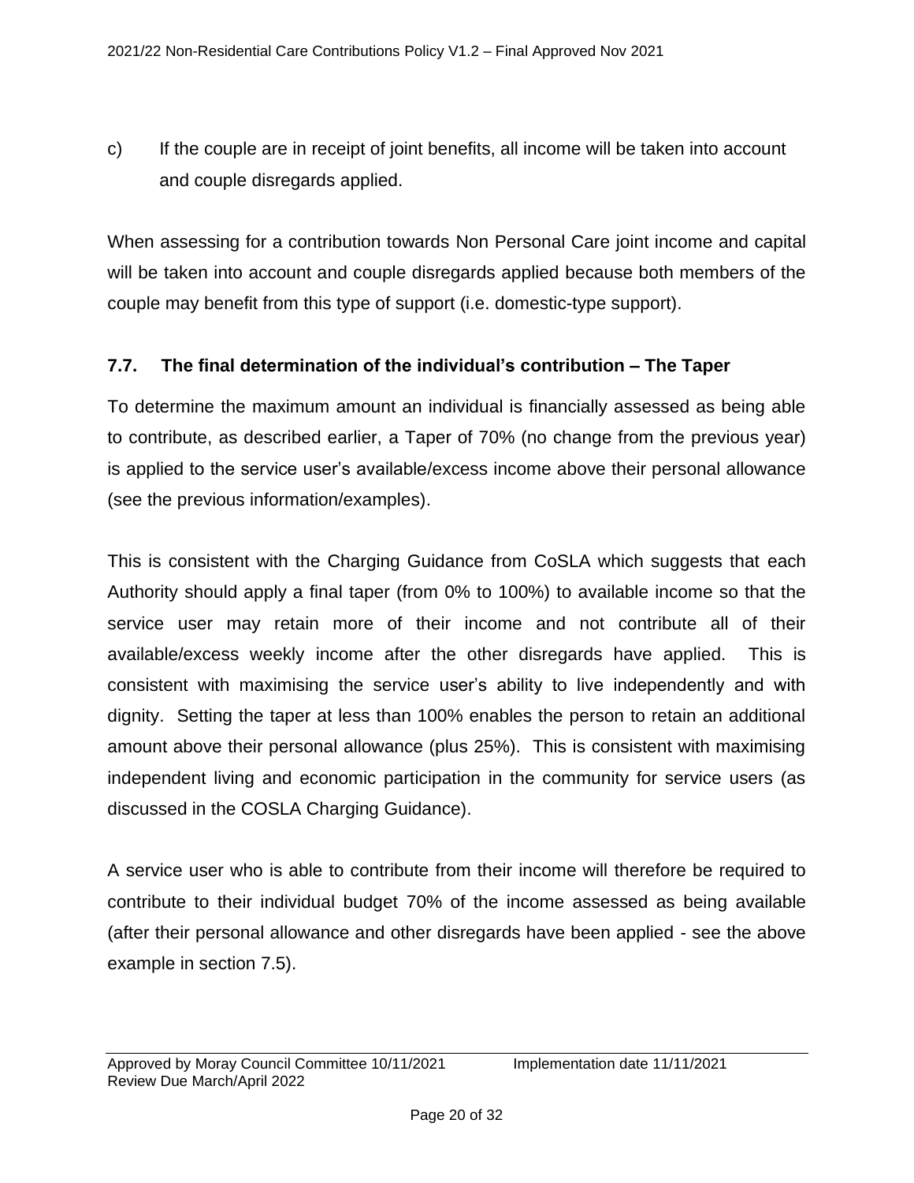c) If the couple are in receipt of joint benefits, all income will be taken into account and couple disregards applied.

When assessing for a contribution towards Non Personal Care joint income and capital will be taken into account and couple disregards applied because both members of the couple may benefit from this type of support (i.e. domestic-type support).

### 7.7. The final determination of the individual's contribution – The Taper

To determine the maximum amount an individual is financially assessed as being able to contribute, as described earlier, a Taper of 70% (no change from the previous year) is applied to the service user's available/excess income above their personal allowance (see the previous information/examples).

This is consistent with the Charging Guidance from CoSLA which suggests that each Authority should apply a final taper (from 0% to 100%) to available income so that the service user may retain more of their income and not contribute all of their available/excess weekly income after the other disregards have applied. This is consistent with maximising the service user's ability to live independently and with dignity. Setting the taper at less than 100% enables the person to retain an additional amount above their personal allowance (plus 25%). This is consistent with maximising independent living and economic participation in the community for service users (as discussed in the COSLA Charging Guidance).

A service user who is able to contribute from their income will therefore be required to contribute to their individual budget 70% of the income assessed as being available (after their personal allowance and other disregards have been applied - see the above example in section 7.5).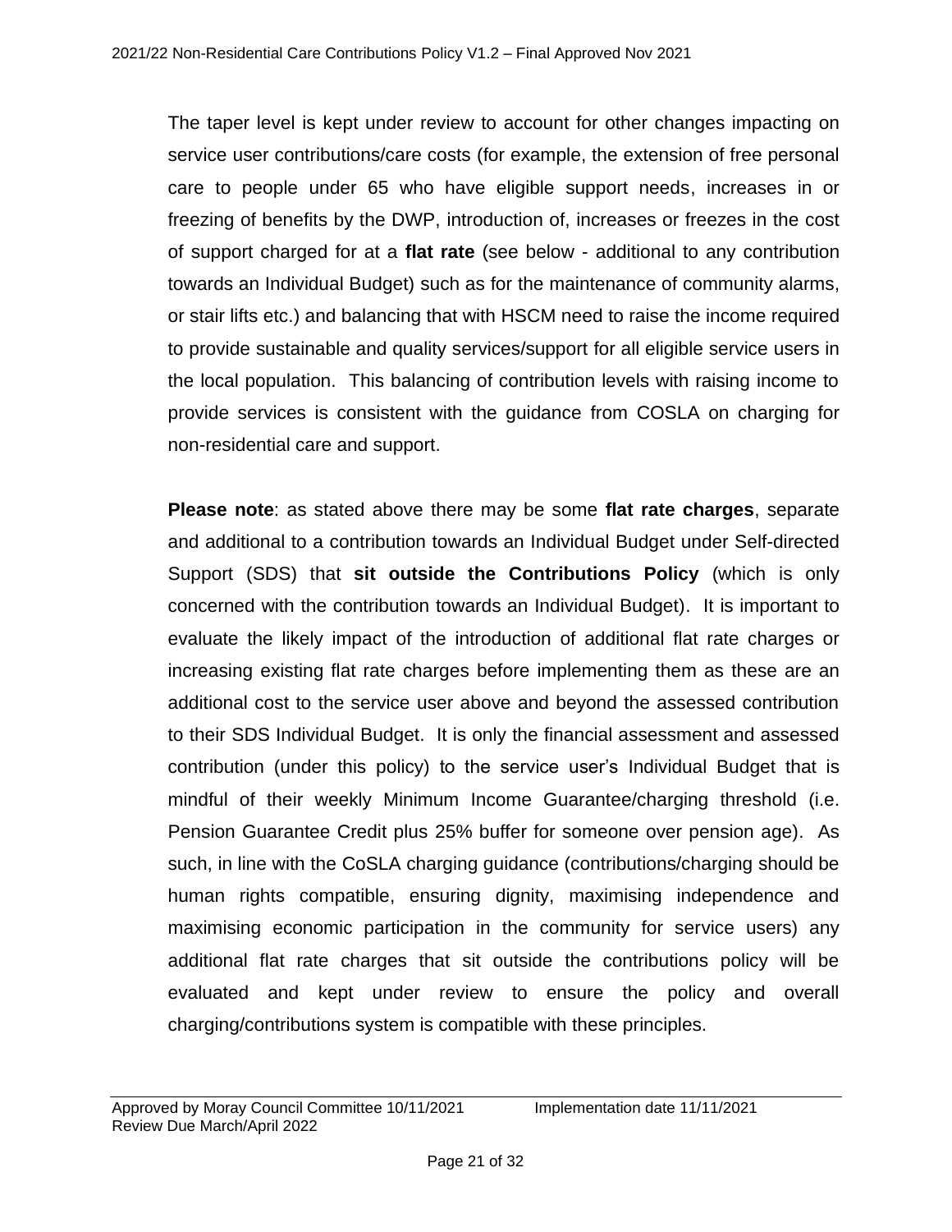The taper level is kept under review to account for other changes impacting on service user contributions/care costs (for example, the extension of free personal care to people under 65 who have eligible support needs, increases in or freezing of benefits by the DWP, introduction of, increases or freezes in the cost of support charged for at a **flat rate** (see below - additional to any contribution towards an Individual Budget) such as for the maintenance of community alarms, or stair lifts etc.) and balancing that with HSCM need to raise the income required to provide sustainable and quality services/support for all eligible service users in the local population. This balancing of contribution levels with raising income to provide services is consistent with the guidance from COSLA on charging for non-residential care and support.

**Please note**: as stated above there may be some **flat rate charges**, separate and additional to a contribution towards an Individual Budget under Self-directed Support (SDS) that **sit outside the Contributions Policy** (which is only concerned with the contribution towards an Individual Budget). It is important to evaluate the likely impact of the introduction of additional flat rate charges or increasing existing flat rate charges before implementing them as these are an additional cost to the service user above and beyond the assessed contribution to their SDS Individual Budget. It is only the financial assessment and assessed contribution (under this policy) to the service user's Individual Budget that is mindful of their weekly Minimum Income Guarantee/charging threshold (i.e. Pension Guarantee Credit plus 25% buffer for someone over pension age). As such, in line with the CoSLA charging guidance (contributions/charging should be human rights compatible, ensuring dignity, maximising independence and maximising economic participation in the community for service users) any additional flat rate charges that sit outside the contributions policy will be evaluated and kept under review to ensure the policy and overall charging/contributions system is compatible with these principles.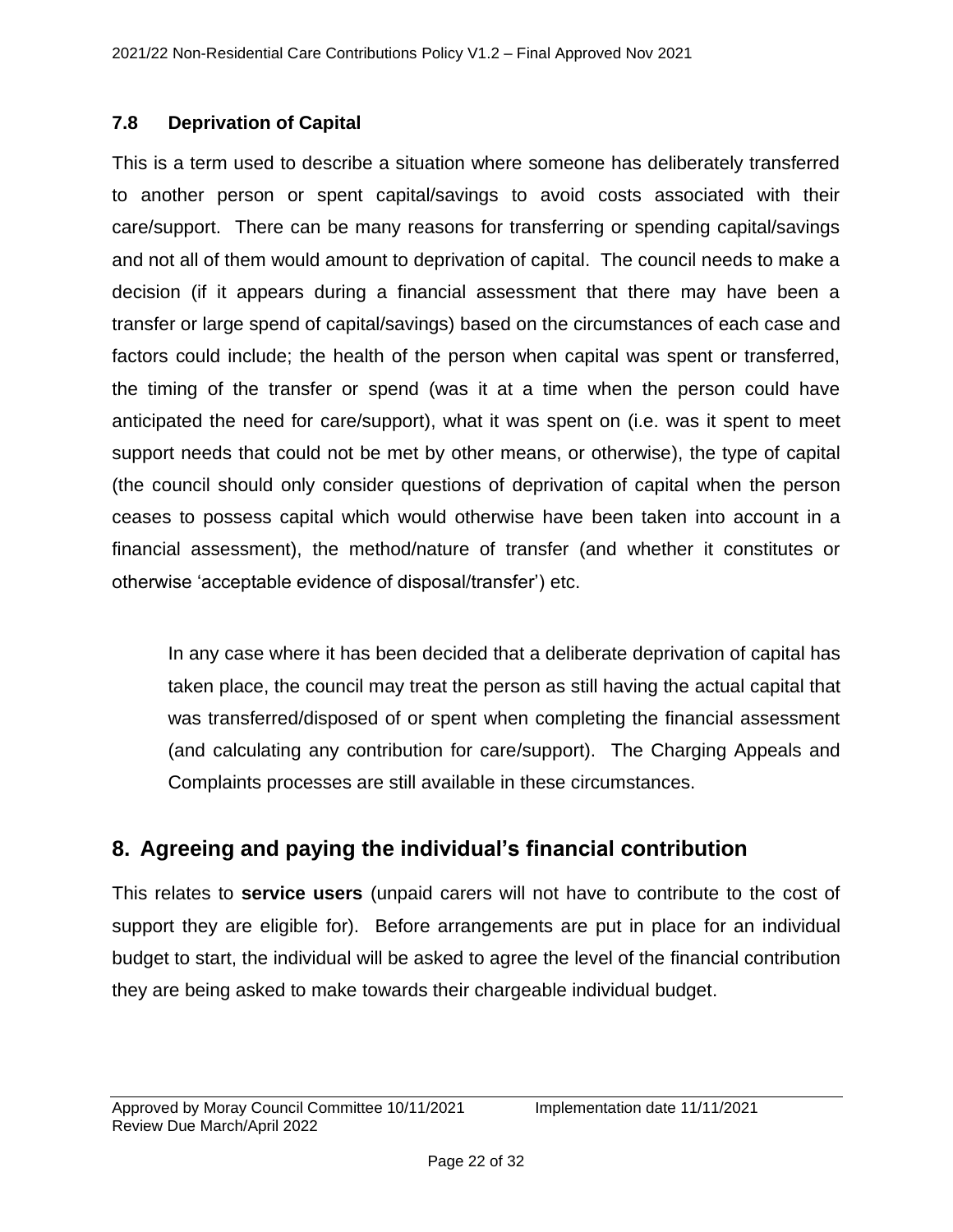### 7.8 Deprivation of Capital

This is a term used to describe a situation where someone has deliberately transferred to another person or spent capital/savings to avoid costs associated with their care/support. There can be many reasons for transferring or spending capital/savings and not all of them would amount to deprivation of capital. The council needs to make a decision (if it appears during a financial assessment that there may have been a transfer or large spend of capital/savings) based on the circumstances of each case and factors could include; the health of the person when capital was spent or transferred, the timing of the transfer or spend (was it at a time when the person could have anticipated the need for care/support), what it was spent on (i.e. was it spent to meet support needs that could not be met by other means, or otherwise), the type of capital (the council should only consider questions of deprivation of capital when the person ceases to possess capital which would otherwise have been taken into account in a financial assessment), the method/nature of transfer (and whether it constitutes or otherwise 'acceptable evidence of disposal/transfer') etc.

> In any case where it has been decided that a deliberate deprivation of capital has taken place, the council may treat the person as still having the actual capital that was transferred/disposed of or spent when completing the financial assessment (and calculating any contribution for care/support). The Charging Appeals and Complaints processes are still available in these circumstances.

## 8. Agreeing and paying the individual's financial contribution

This relates to **service users** (unpaid carers will not have to contribute to the cost of support they are eligible for). Before arrangements are put in place for an individual budget to start, the individual will be asked to agree the level of the financial contribution they are being asked to make towards their chargeable individual budget.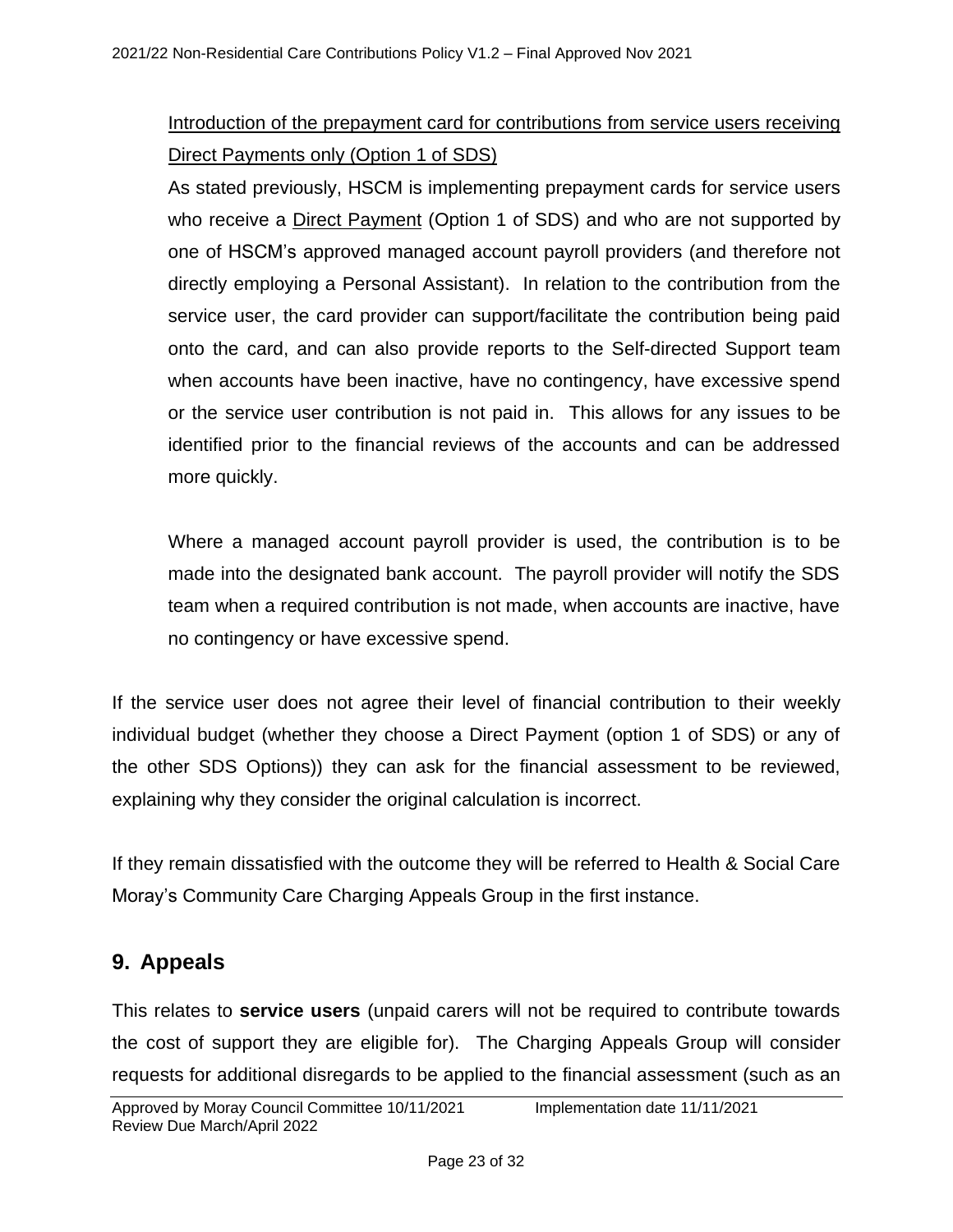Introduction of the prepayment card for contributions from service users receiving Direct Payments only (Option 1 of SDS)

As stated previously, HSCM is implementing prepayment cards for service users who receive a Direct Payment (Option 1 of SDS) and who are not supported by one of HSCM's approved managed account payroll providers (and therefore not directly employing a Personal Assistant). In relation to the contribution from the service user, the card provider can support/facilitate the contribution being paid onto the card, and can also provide reports to the Self-directed Support team when accounts have been inactive, have no contingency, have excessive spend or the service user contribution is not paid in. This allows for any issues to be identified prior to the financial reviews of the accounts and can be addressed more quickly.

Where a managed account payroll provider is used, the contribution is to be made into the designated bank account. The payroll provider will notify the SDS team when a required contribution is not made, when accounts are inactive, have no contingency or have excessive spend.

If the service user does not agree their level of financial contribution to their weekly individual budget (whether they choose a Direct Payment (option 1 of SDS) or any of the other SDS Options)) they can ask for the financial assessment to be reviewed, explaining why they consider the original calculation is incorrect.

If they remain dissatisfied with the outcome they will be referred to Health & Social Care Moray's Community Care Charging Appeals Group in the first instance.

## 9. Appeals

This relates to **service users** (unpaid carers will not be required to contribute towards the cost of support they are eligible for). The Charging Appeals Group will consider requests for additional disregards to be applied to the financial assessment (such as an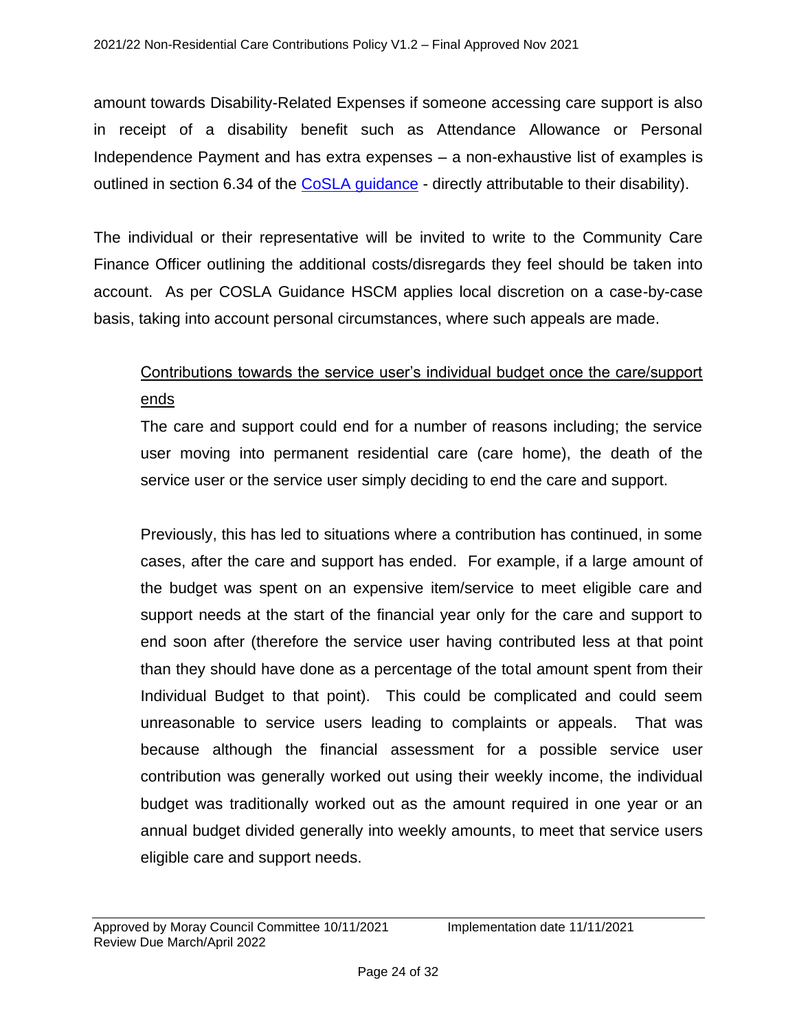amount towards Disability-Related Expenses if someone accessing care support is also in receipt of a disability benefit such as Attendance Allowance or Personal Independence Payment and has extra expenses – a non-exhaustive list of examples is outlined in section 6.34 of the [CoSLA guidance](#) - directly attributable to their disability).

The individual or their representative will be invited to write to the Community Care Finance Officer outlining the additional costs/disregards they feel should be taken into account. As per COSLA Guidance HSCM applies local discretion on a case-by-case basis, taking into account personal circumstances, where such appeals are made.

<u>Contributions towards the service user's individual budget once the care/support ends</u>

The care and support could end for a number of reasons including; the service user moving into permanent residential care (care home), the death of the service user or the service user simply deciding to end the care and support.

Previously, this has led to situations where a contribution has continued, in some cases, after the care and support has ended. For example, if a large amount of the budget was spent on an expensive item/service to meet eligible care and support needs at the start of the financial year only for the care and support to end soon after (therefore the service user having contributed less at that point than they should have done as a percentage of the total amount spent from their Individual Budget to that point). This could be complicated and could seem unreasonable to service users leading to complaints or appeals. That was because although the financial assessment for a possible service user contribution was generally worked out using their weekly income, the individual budget was traditionally worked out as the amount required in one year or an annual budget divided generally into weekly amounts, to meet that service users eligible care and support needs.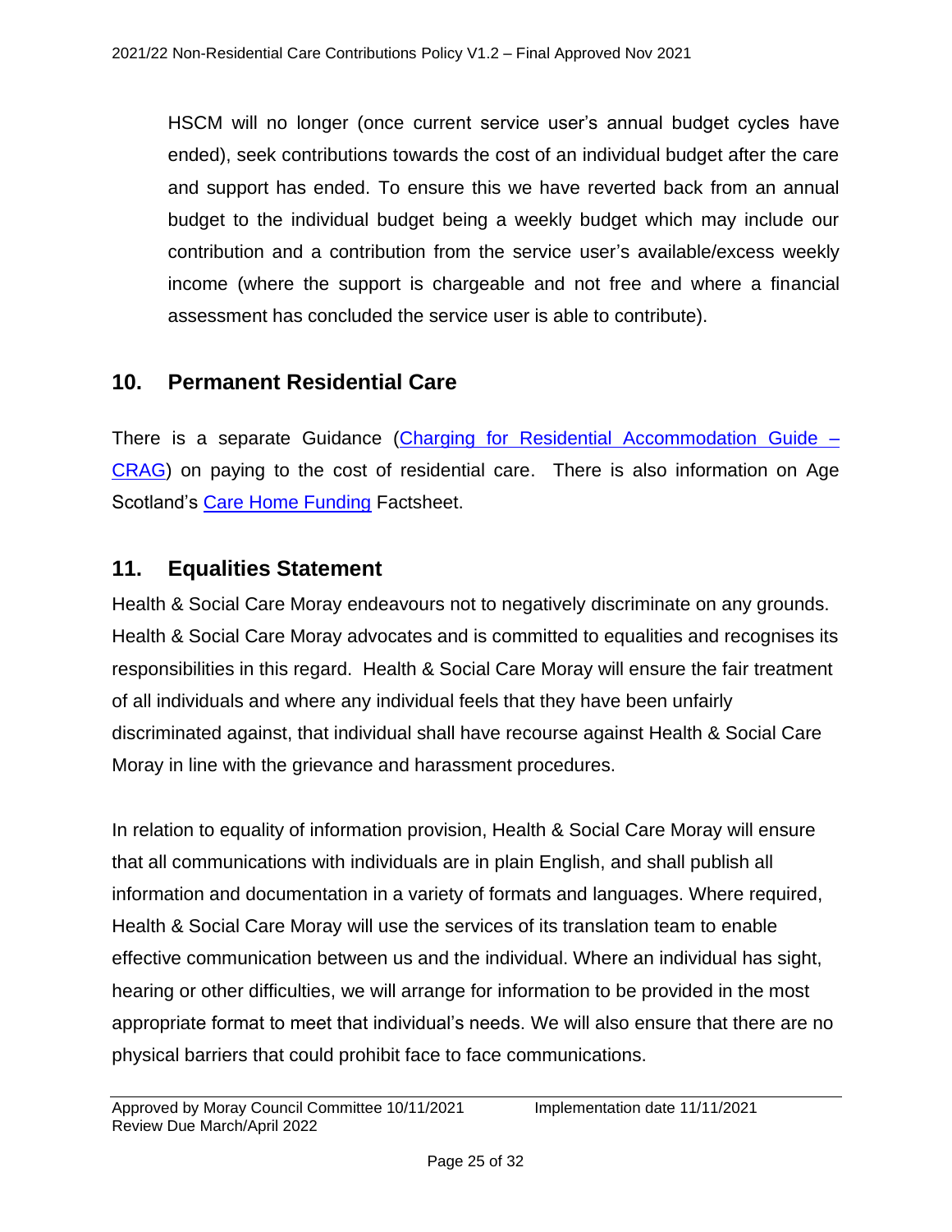HSCM will no longer (once current service user's annual budget cycles have ended), seek contributions towards the cost of an individual budget after the care and support has ended. To ensure this we have reverted back from an annual budget to the individual budget being a weekly budget which may include our contribution and a contribution from the service user's available/excess weekly income (where the support is chargeable and not free and where a financial assessment has concluded the service user is able to contribute).

## 10. Permanent Residential Care

There is a separate Guidance (Charging for Residential Accommodation Guide – CRAG) on paying to the cost of residential care. There is also information on Age Scotland's Care Home Funding Factsheet.

## 11. Equalities Statement

Health & Social Care Moray endeavours not to negatively discriminate on any grounds. Health & Social Care Moray advocates and is committed to equalities and recognises its responsibilities in this regard. Health & Social Care Moray will ensure the fair treatment of all individuals and where any individual feels that they have been unfairly discriminated against, that individual shall have recourse against Health & Social Care Moray in line with the grievance and harassment procedures.

In relation to equality of information provision, Health & Social Care Moray will ensure that all communications with individuals are in plain English, and shall publish all information and documentation in a variety of formats and languages. Where required, Health & Social Care Moray will use the services of its translation team to enable effective communication between us and the individual. Where an individual has sight, hearing or other difficulties, we will arrange for information to be provided in the most appropriate format to meet that individual's needs. We will also ensure that there are no physical barriers that could prohibit face to face communications.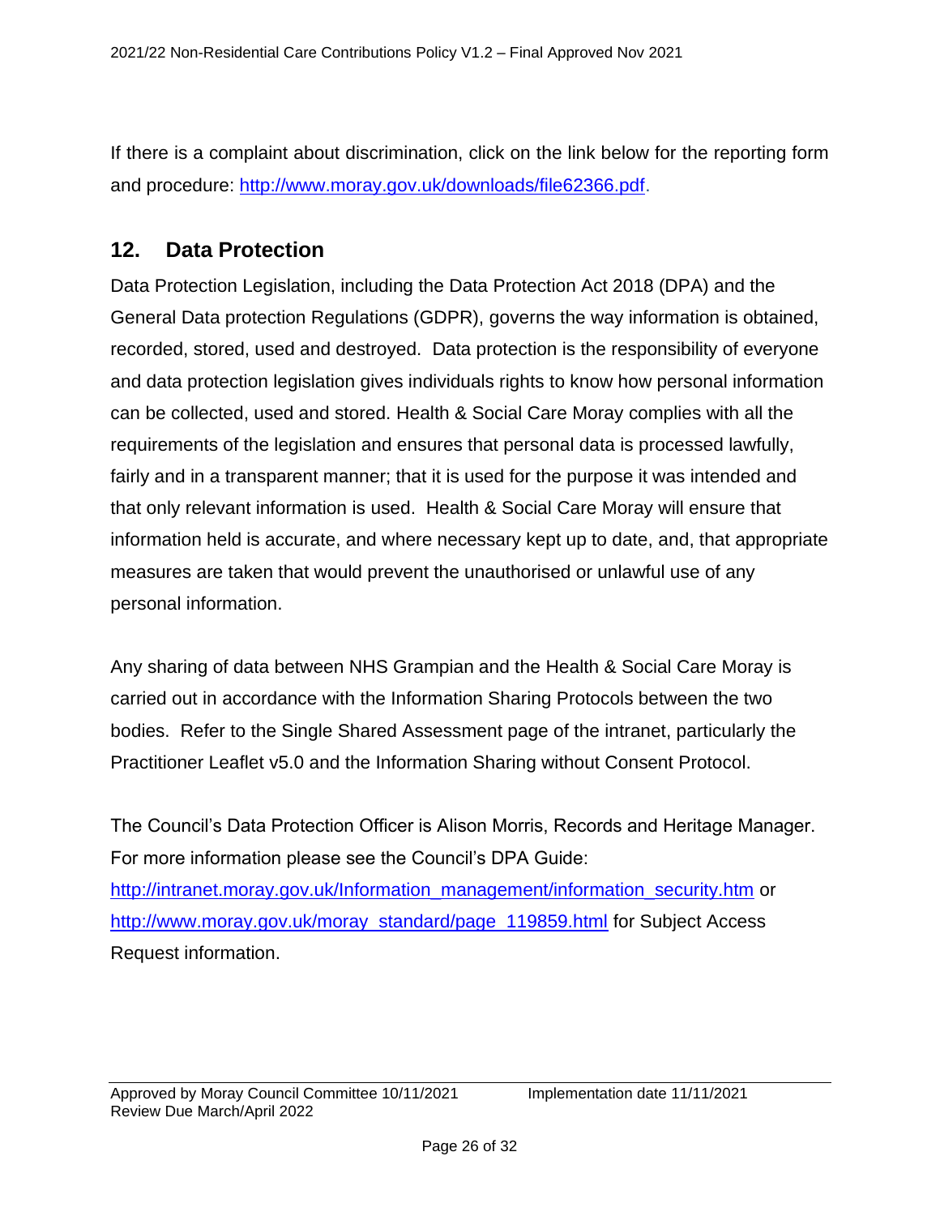If there is a complaint about discrimination, click on the link below for the reporting form and procedure: http://www.moray.gov.uk/downloads/file62366.pdf.

## 12. Data Protection

Data Protection Legislation, including the Data Protection Act 2018 (DPA) and the General Data protection Regulations (GDPR), governs the way information is obtained, recorded, stored, used and destroyed. Data protection is the responsibility of everyone and data protection legislation gives individuals rights to know how personal information can be collected, used and stored. Health & Social Care Moray complies with all the requirements of the legislation and ensures that personal data is processed lawfully, fairly and in a transparent manner; that it is used for the purpose it was intended and that only relevant information is used. Health & Social Care Moray will ensure that information held is accurate, and where necessary kept up to date, and, that appropriate measures are taken that would prevent the unauthorised or unlawful use of any personal information.

Any sharing of data between NHS Grampian and the Health & Social Care Moray is carried out in accordance with the Information Sharing Protocols between the two bodies. Refer to the Single Shared Assessment page of the intranet, particularly the Practitioner Leaflet v5.0 and the Information Sharing without Consent Protocol.

The Council's Data Protection Officer is Alison Morris, Records and Heritage Manager. For more information please see the Council's DPA Guide: http://intranet.moray.gov.uk/Information_management/information_security.htm or http://www.moray.gov.uk/moray_standard/page_119859.html for Subject Access Request information.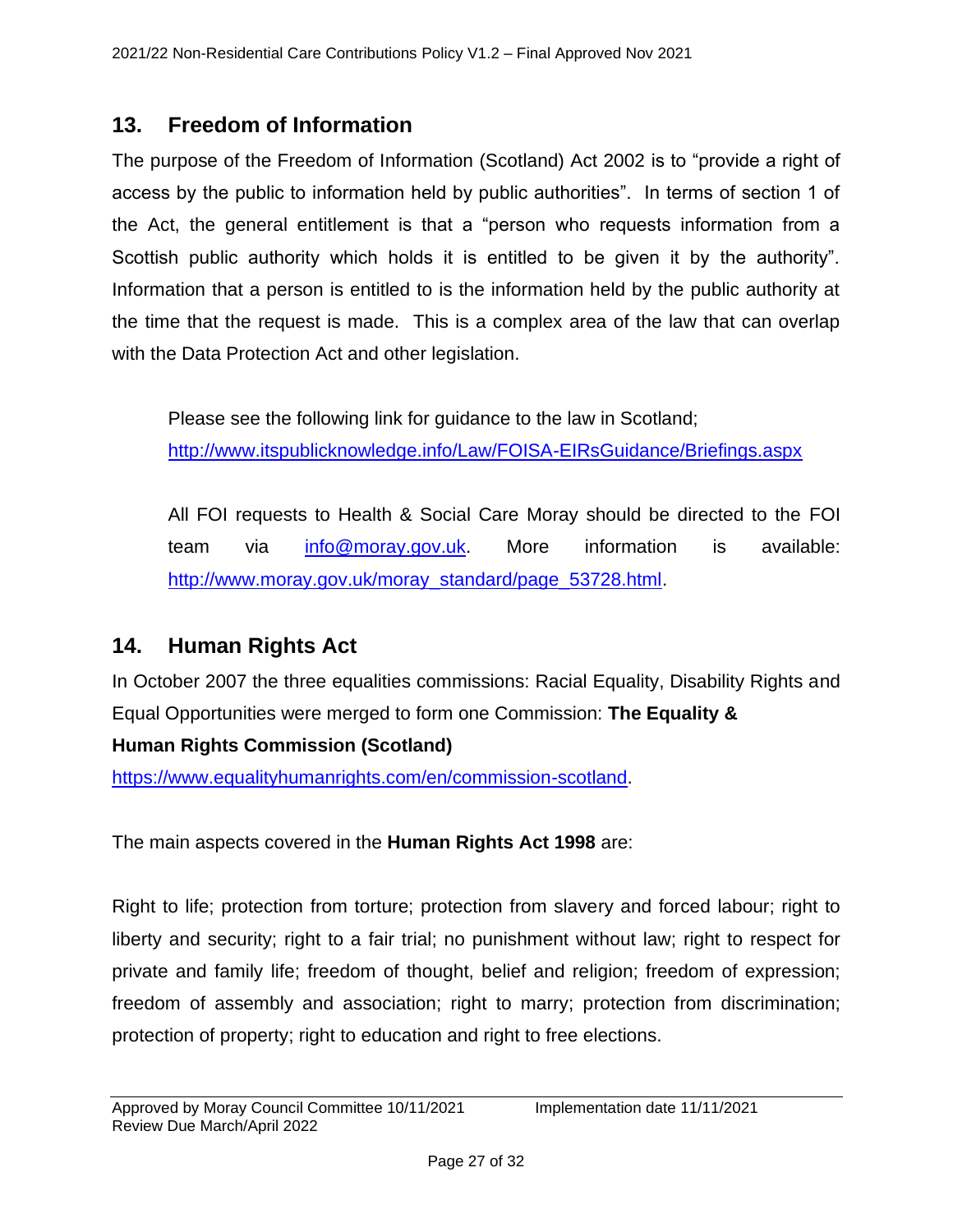## 13. Freedom of Information

The purpose of the Freedom of Information (Scotland) Act 2002 is to "provide a right of access by the public to information held by public authorities". In terms of section 1 of the Act, the general entitlement is that a "person who requests information from a Scottish public authority which holds it is entitled to be given it by the authority". Information that a person is entitled to is the information held by the public authority at the time that the request is made. This is a complex area of the law that can overlap with the Data Protection Act and other legislation.

Please see the following link for guidance to the law in Scotland; http://www.itspublicknowledge.info/Law/FOISA-EIRsGuidance/Briefings.aspx

All FOI requests to Health & Social Care Moray should be directed to the FOI team via info@moray.gov.uk. More information is available: http://www.moray.gov.uk/moray_standard/page_53728.html.

## 14. Human Rights Act

In October 2007 the three equalities commissions: Racial Equality, Disability Rights and Equal Opportunities were merged to form one Commission: **The Equality & Human Rights Commission (Scotland)** https://www.equalityhumanrights.com/en/commission-scotland.

The main aspects covered in the **Human Rights Act 1998** are:

Right to life; protection from torture; protection from slavery and forced labour; right to liberty and security; right to a fair trial; no punishment without law; right to respect for private and family life; freedom of thought, belief and religion; freedom of expression; freedom of assembly and association; right to marry; protection from discrimination; protection of property; right to education and right to free elections.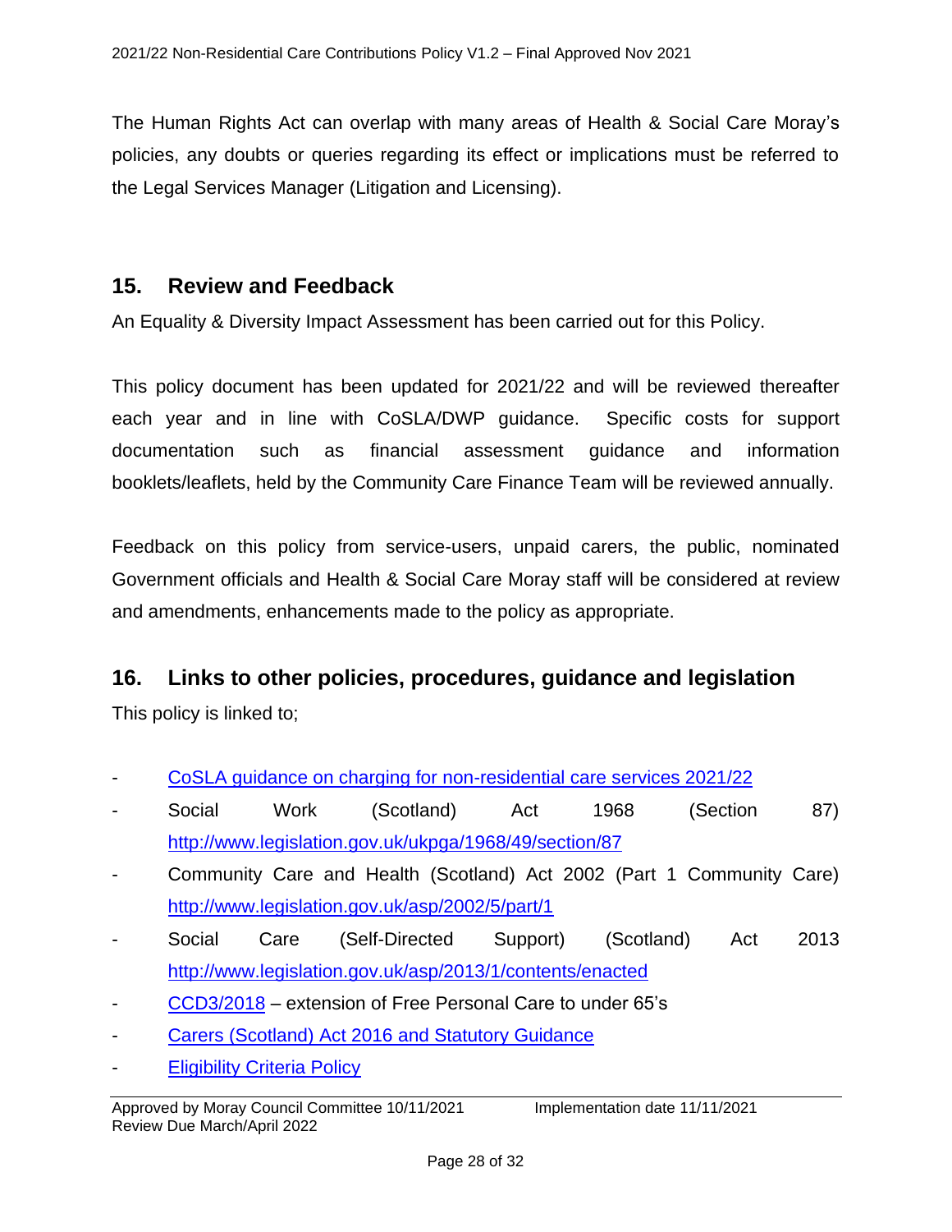The Human Rights Act can overlap with many areas of Health & Social Care Moray's policies, any doubts or queries regarding its effect or implications must be referred to the Legal Services Manager (Litigation and Licensing).

## 15. Review and Feedback

An Equality & Diversity Impact Assessment has been carried out for this Policy.

This policy document has been updated for 2021/22 and will be reviewed thereafter each year and in line with CoSLA/DWP guidance. Specific costs for support documentation such as financial assessment guidance and information booklets/leaflets, held by the Community Care Finance Team will be reviewed annually.

Feedback on this policy from service-users, unpaid carers, the public, nominated Government officials and Health & Social Care Moray staff will be considered at review and amendments, enhancements made to the policy as appropriate.

## 16. Links to other policies, procedures, guidance and legislation

This policy is linked to;

- CoSLA guidance on charging for non-residential care services 2021/22
- Social Work (Scotland) Act 1968 (Section 87) http://www.legislation.gov.uk/ukpga/1968/49/section/87
- Community Care and Health (Scotland) Act 2002 (Part 1 Community Care) http://www.legislation.gov.uk/asp/2002/5/part/1
- Social Care (Self-Directed Support) (Scotland) Act 2013 http://www.legislation.gov.uk/asp/2013/1/contents/enacted
- CCD3/2018 – extension of Free Personal Care to under 65's
- Carers (Scotland) Act 2016 and Statutory Guidance
- Eligibility Criteria Policy

Approved by Moray Council Committee 10/11/2021 Implementation date 11/11/2021
Review Due March/April 2022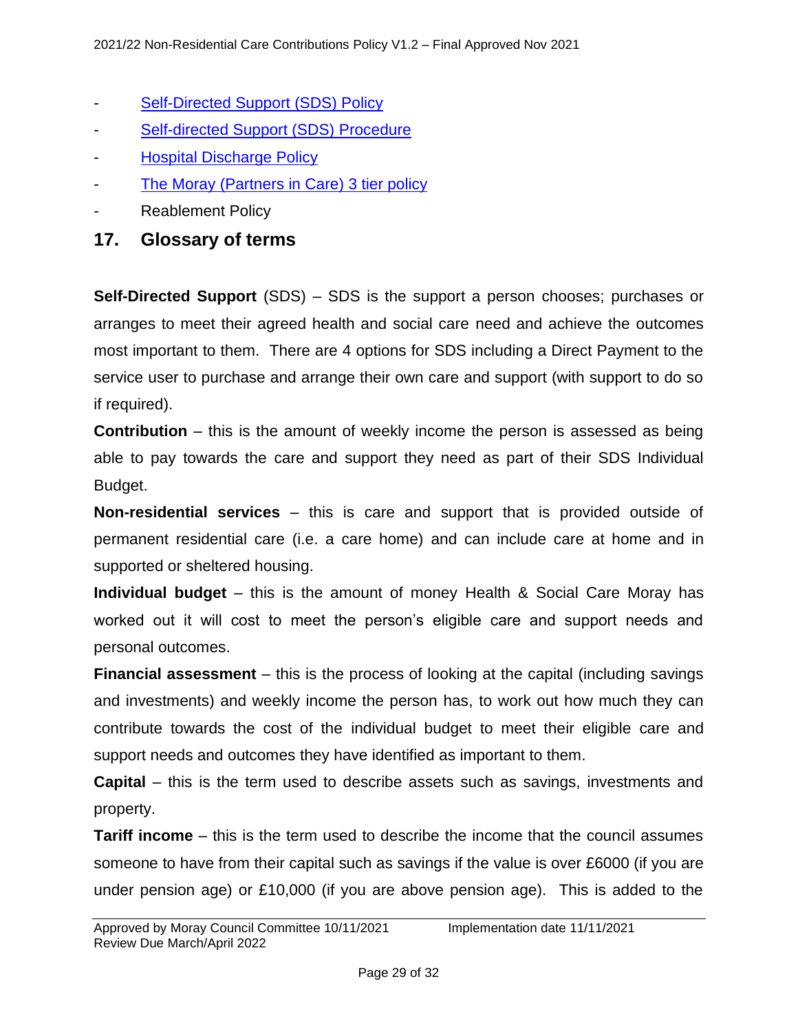- [Self-Directed Support (SDS) Policy]
- [Self-directed Support (SDS) Procedure]
- [Hospital Discharge Policy]
- [The Moray (Partners in Care) 3 tier policy]
- Reablement Policy

## 17. Glossary of terms

**Self-Directed Support** (SDS) – SDS is the support a person chooses; purchases or arranges to meet their agreed health and social care need and achieve the outcomes most important to them. There are 4 options for SDS including a Direct Payment to the service user to purchase and arrange their own care and support (with support to do so if required).

**Contribution** – this is the amount of weekly income the person is assessed as being able to pay towards the care and support they need as part of their SDS Individual Budget.

**Non-residential services** – this is care and support that is provided outside of permanent residential care (i.e. a care home) and can include care at home and in supported or sheltered housing.

**Individual budget** – this is the amount of money Health & Social Care Moray has worked out it will cost to meet the person's eligible care and support needs and personal outcomes.

**Financial assessment** – this is the process of looking at the capital (including savings and investments) and weekly income the person has, to work out how much they can contribute towards the cost of the individual budget to meet their eligible care and support needs and outcomes they have identified as important to them.

**Capital** – this is the term used to describe assets such as savings, investments and property.

**Tariff income** – this is the term used to describe the income that the council assumes someone to have from their capital such as savings if the value is over £6000 (if you are under pension age) or £10,000 (if you are above pension age). This is added to the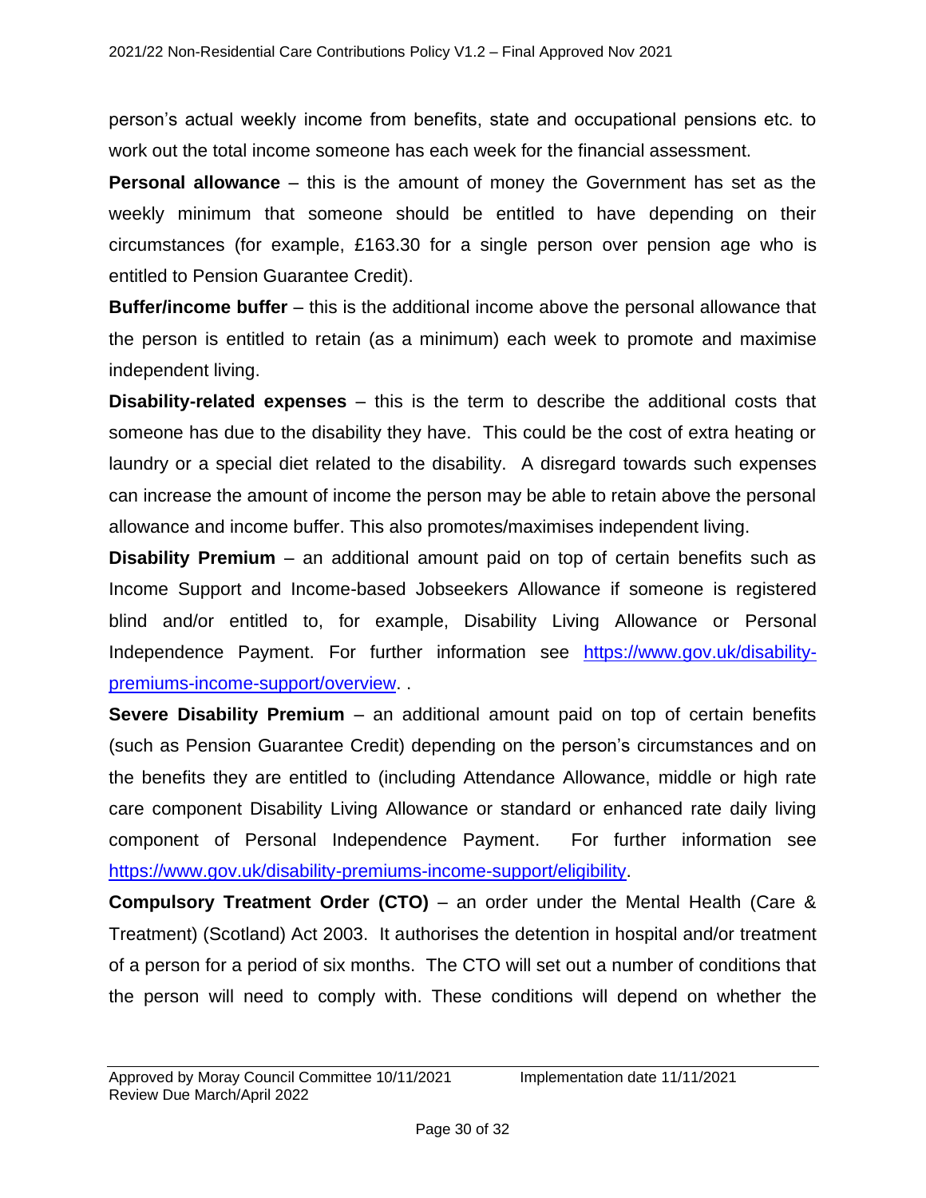person's actual weekly income from benefits, state and occupational pensions etc. to work out the total income someone has each week for the financial assessment.

**Personal allowance** – this is the amount of money the Government has set as the weekly minimum that someone should be entitled to have depending on their circumstances (for example, £163.30 for a single person over pension age who is entitled to Pension Guarantee Credit).

**Buffer/income buffer** – this is the additional income above the personal allowance that the person is entitled to retain (as a minimum) each week to promote and maximise independent living.

**Disability-related expenses** – this is the term to describe the additional costs that someone has due to the disability they have. This could be the cost of extra heating or laundry or a special diet related to the disability. A disregard towards such expenses can increase the amount of income the person may be able to retain above the personal allowance and income buffer. This also promotes/maximises independent living.

**Disability Premium** – an additional amount paid on top of certain benefits such as Income Support and Income-based Jobseekers Allowance if someone is registered blind and/or entitled to, for example, Disability Living Allowance or Personal Independence Payment. For further information see [https://www.gov.uk/disability-premiums-income-support/overview](https://www.gov.uk/disability-premiums-income-support/overview). .

**Severe Disability Premium** – an additional amount paid on top of certain benefits (such as Pension Guarantee Credit) depending on the person's circumstances and on the benefits they are entitled to (including Attendance Allowance, middle or high rate care component Disability Living Allowance or standard or enhanced rate daily living component of Personal Independence Payment. For further information see [https://www.gov.uk/disability-premiums-income-support/eligibility](https://www.gov.uk/disability-premiums-income-support/eligibility).

**Compulsory Treatment Order (CTO)** – an order under the Mental Health (Care & Treatment) (Scotland) Act 2003. It authorises the detention in hospital and/or treatment of a person for a period of six months. The CTO will set out a number of conditions that the person will need to comply with. These conditions will depend on whether the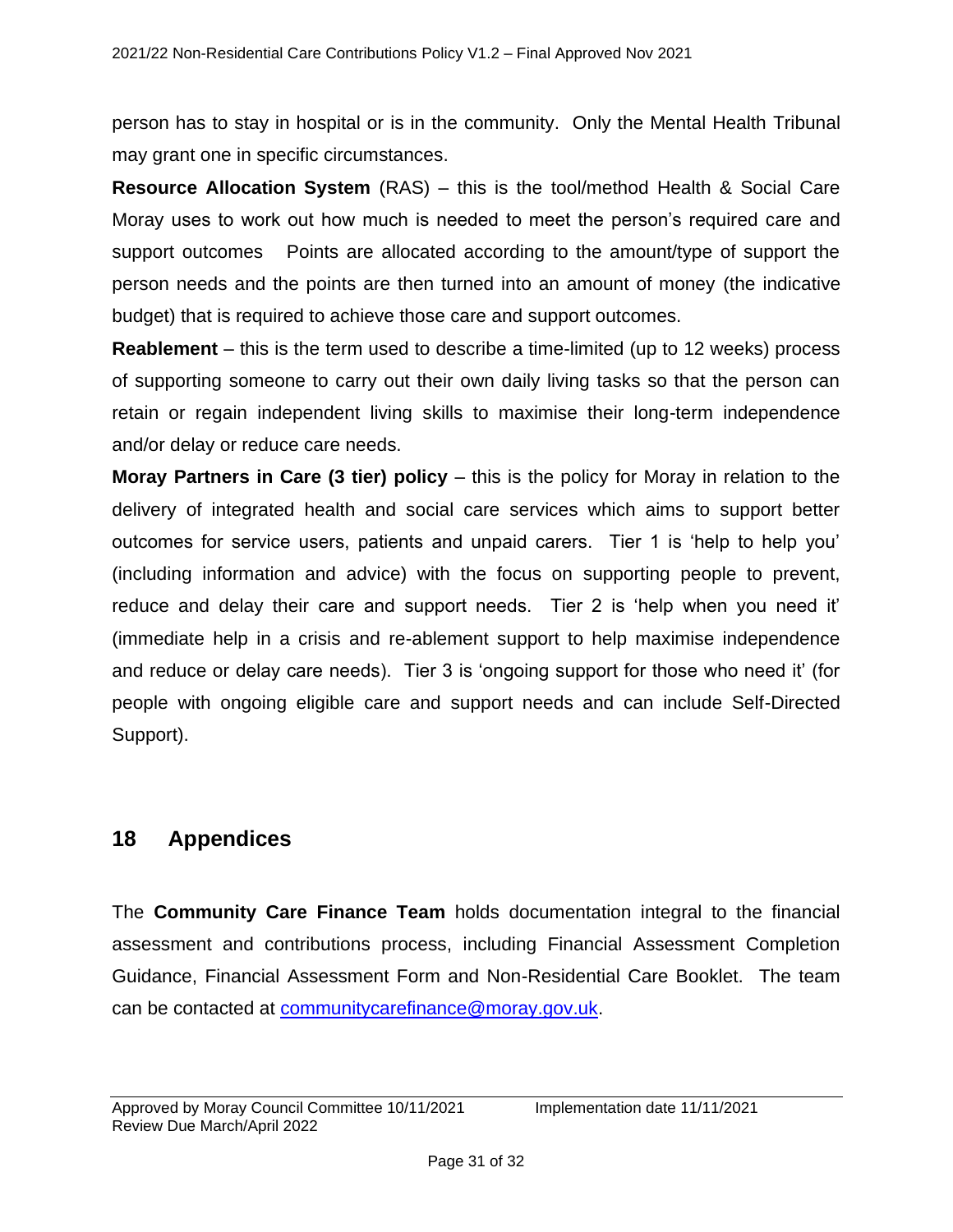person has to stay in hospital or is in the community. Only the Mental Health Tribunal may grant one in specific circumstances.

**Resource Allocation System** (RAS) – this is the tool/method Health & Social Care Moray uses to work out how much is needed to meet the person's required care and support outcomes Points are allocated according to the amount/type of support the person needs and the points are then turned into an amount of money (the indicative budget) that is required to achieve those care and support outcomes.

**Reablement** – this is the term used to describe a time-limited (up to 12 weeks) process of supporting someone to carry out their own daily living tasks so that the person can retain or regain independent living skills to maximise their long-term independence and/or delay or reduce care needs.

**Moray Partners in Care (3 tier) policy** – this is the policy for Moray in relation to the delivery of integrated health and social care services which aims to support better outcomes for service users, patients and unpaid carers. Tier 1 is 'help to help you' (including information and advice) with the focus on supporting people to prevent, reduce and delay their care and support needs. Tier 2 is 'help when you need it' (immediate help in a crisis and re-ablement support to help maximise independence and reduce or delay care needs). Tier 3 is 'ongoing support for those who need it' (for people with ongoing eligible care and support needs and can include Self-Directed Support).

## 18 Appendices

The **Community Care Finance Team** holds documentation integral to the financial assessment and contributions process, including Financial Assessment Completion Guidance, Financial Assessment Form and Non-Residential Care Booklet. The team can be contacted at communitycarefinance@moray.gov.uk.